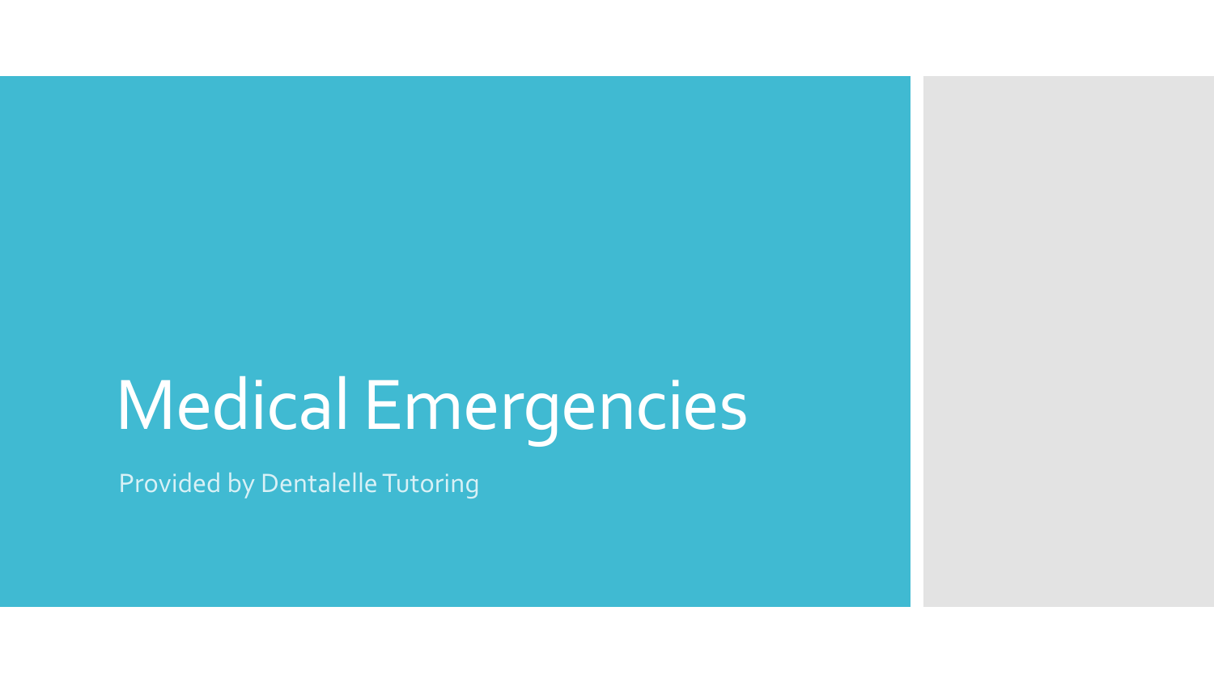# Medical Emergencies

Provided by Dentalelle Tutoring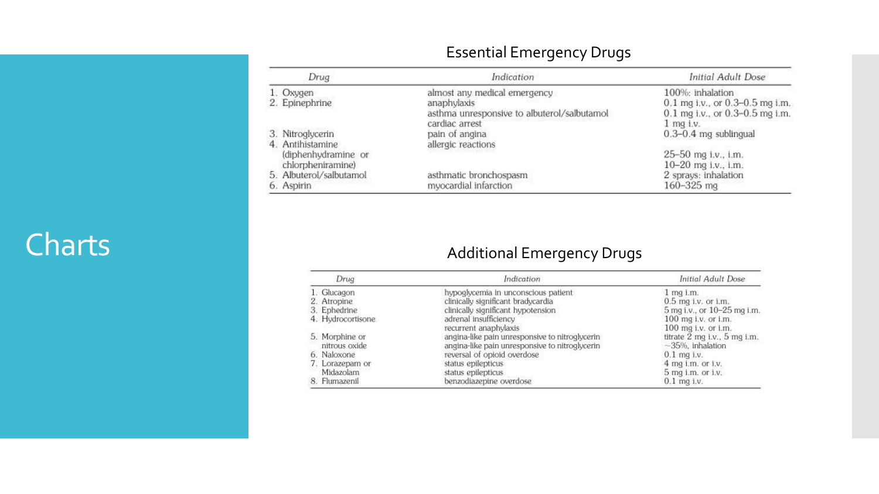# Charts

## Essential Emergency Drugs

| Drug | Indication | Initial Adult Dose |
|---|---|---|
| 1. Oxygen | almost any medical emergency | 100%: inhalation |
| 2. Epinephrine | anaphylaxis | 0.1 mg i.v., or 0.3–0.5 mg i.m. |
| | asthma unresponsive to albuterol/salbutamol | 0.1 mg i.v., or 0.3–0.5 mg i.m. |
| | cardiac arrest | 1 mg i.v. |
| 3. Nitroglycerin | pain of angina | 0.3–0.4 mg sublingual |
| 4. Antihistamine | allergic reactions | |
| (diphenhydramine or | | 25–50 mg i.v., i.m. |
| chlorpheniramine) | | 10–20 mg i.v., i.m. |
| 5. Albuterol/salbutamol | asthmatic bronchospasm | 2 sprays: inhalation |
| 6. Aspirin | myocardial infarction | 160–325 mg |

## Additional Emergency Drugs

| Drug | Indication | Initial Adult Dose |
|---|---|---|
| 1. Glucagon | hypoglycemia in unconscious patient | 1 mg i.m. |
| 2. Atropine | clinically significant bradycardia | 0.5 mg i.v. or i.m. |
| 3. Ephedrine | clinically significant hypotension | 5 mg i.v., or 10–25 mg i.m. |
| 4. Hydrocortisone | adrenal insufficiency | 100 mg i.v. or i.m. |
| | recurrent anaphylaxis | 100 mg i.v. or i.m. |
| 5. Morphine or | angina-like pain unresponsive to nitroglycerin | titrate 2 mg i.v., 5 mg i.m. |
| nitrous oxide | angina-like pain unresponsive to nitroglycerin | ~35%, inhalation |
| 6. Naloxone | reversal of opioid overdose | 0.1 mg i.v. |
| 7. Lorazepam or | status epilepticus | 4 mg i.m. or i.v. |
| Midazolam | status epilepticus | 5 mg i.m. or i.v. |
| 8. Flumazenil | benzodiazepine overdose | 0.1 mg i.v. |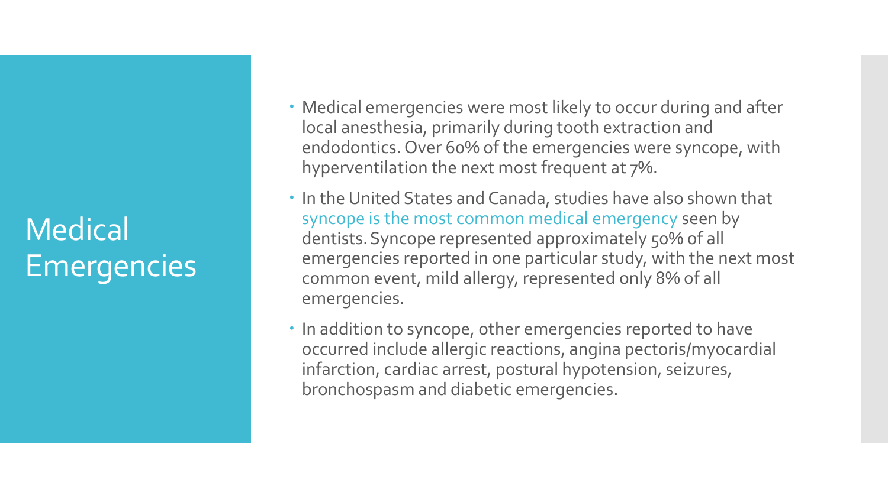# Medical Emergencies

- Medical emergencies were most likely to occur during and after local anesthesia, primarily during tooth extraction and endodontics. Over 60% of the emergencies were syncope, with hyperventilation the next most frequent at 7%.
- In the United States and Canada, studies have also shown that syncope is the most common medical emergency seen by dentists. Syncope represented approximately 50% of all emergencies reported in one particular study, with the next most common event, mild allergy, represented only 8% of all emergencies.
- In addition to syncope, other emergencies reported to have occurred include allergic reactions, angina pectoris/myocardial infarction, cardiac arrest, postural hypotension, seizures, bronchospasm and diabetic emergencies.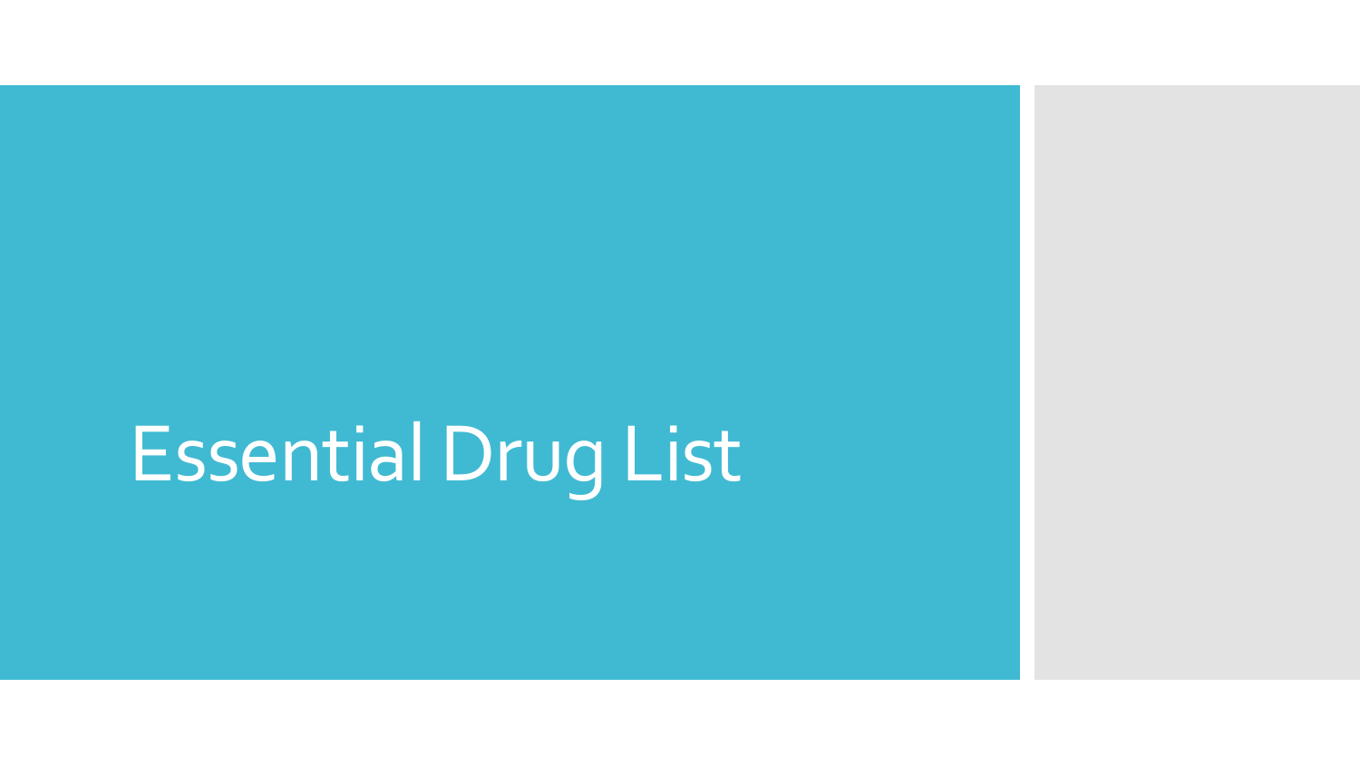# Essential Drug List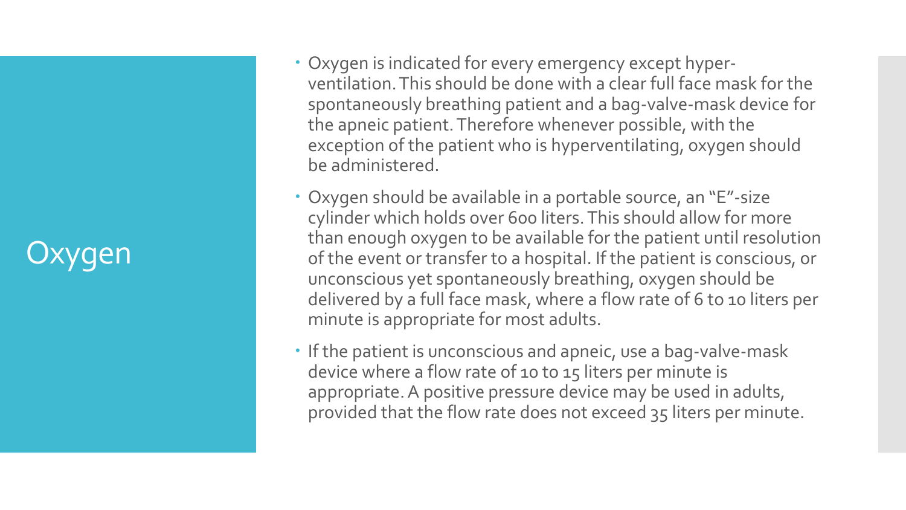# Oxygen

- Oxygen is indicated for every emergency except hyper-ventilation. This should be done with a clear full face mask for the spontaneously breathing patient and a bag-valve-mask device for the apneic patient. Therefore whenever possible, with the exception of the patient who is hyperventilating, oxygen should be administered.
- Oxygen should be available in a portable source, an "E"-size cylinder which holds over 600 liters. This should allow for more than enough oxygen to be available for the patient until resolution of the event or transfer to a hospital. If the patient is conscious, or unconscious yet spontaneously breathing, oxygen should be delivered by a full face mask, where a flow rate of 6 to 10 liters per minute is appropriate for most adults.
- If the patient is unconscious and apneic, use a bag-valve-mask device where a flow rate of 10 to 15 liters per minute is appropriate. A positive pressure device may be used in adults, provided that the flow rate does not exceed 35 liters per minute.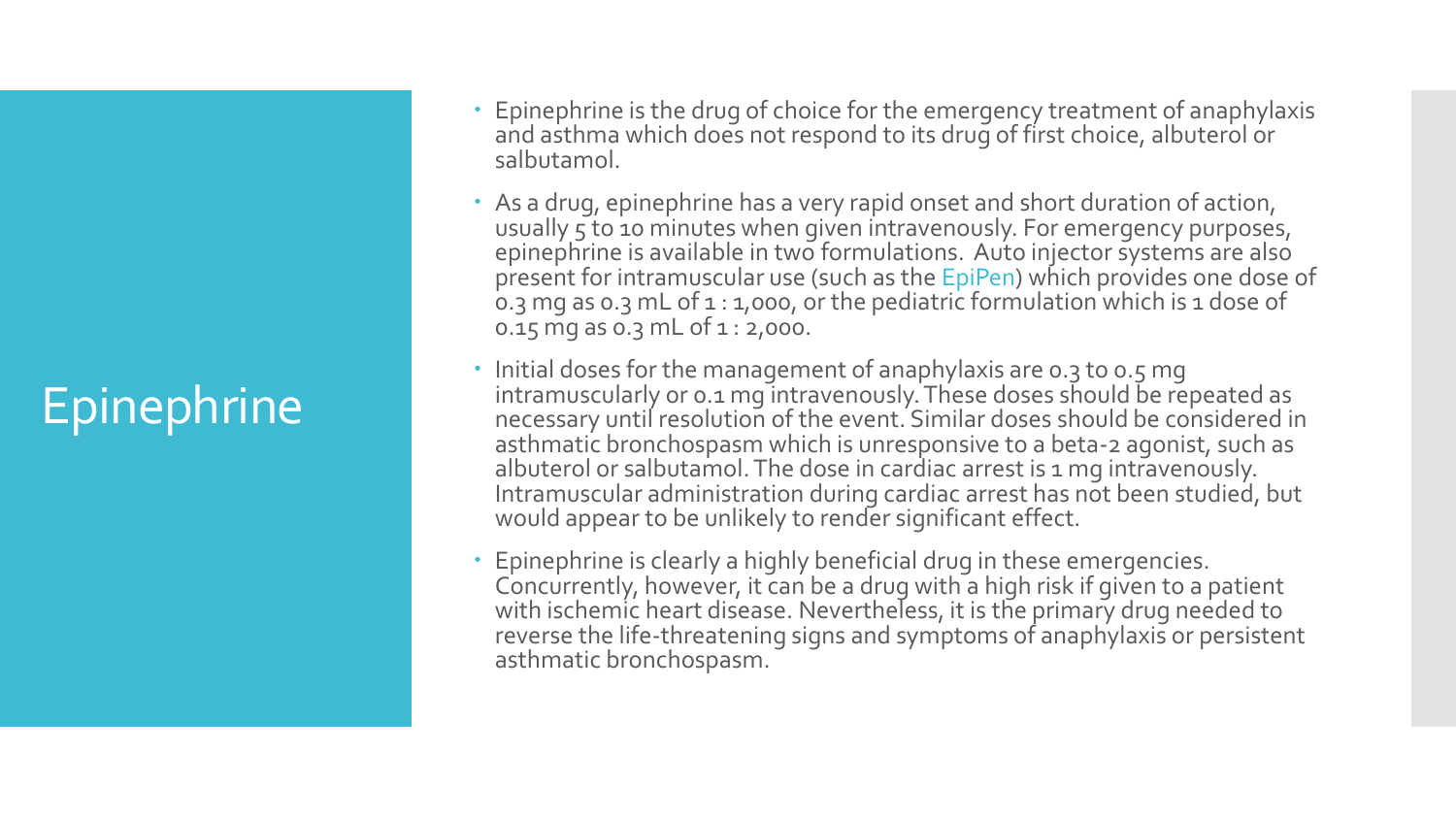# Epinephrine

- Epinephrine is the drug of choice for the emergency treatment of anaphylaxis and asthma which does not respond to its drug of first choice, albuterol or salbutamol.
- As a drug, epinephrine has a very rapid onset and short duration of action, usually 5 to 10 minutes when given intravenously. For emergency purposes, epinephrine is available in two formulations. Auto injector systems are also present for intramuscular use (such as the EpiPen) which provides one dose of 0.3 mg as 0.3 mL of 1 : 1,000, or the pediatric formulation which is 1 dose of 0.15 mg as 0.3 mL of 1 : 2,000.
- Initial doses for the management of anaphylaxis are 0.3 to 0.5 mg intramuscularly or 0.1 mg intravenously. These doses should be repeated as necessary until resolution of the event. Similar doses should be considered in asthmatic bronchospasm which is unresponsive to a beta-2 agonist, such as albuterol or salbutamol. The dose in cardiac arrest is 1 mg intravenously. Intramuscular administration during cardiac arrest has not been studied, but would appear to be unlikely to render significant effect.
- Epinephrine is clearly a highly beneficial drug in these emergencies. Concurrently, however, it can be a drug with a high risk if given to a patient with ischemic heart disease. Nevertheless, it is the primary drug needed to reverse the life-threatening signs and symptoms of anaphylaxis or persistent asthmatic bronchospasm.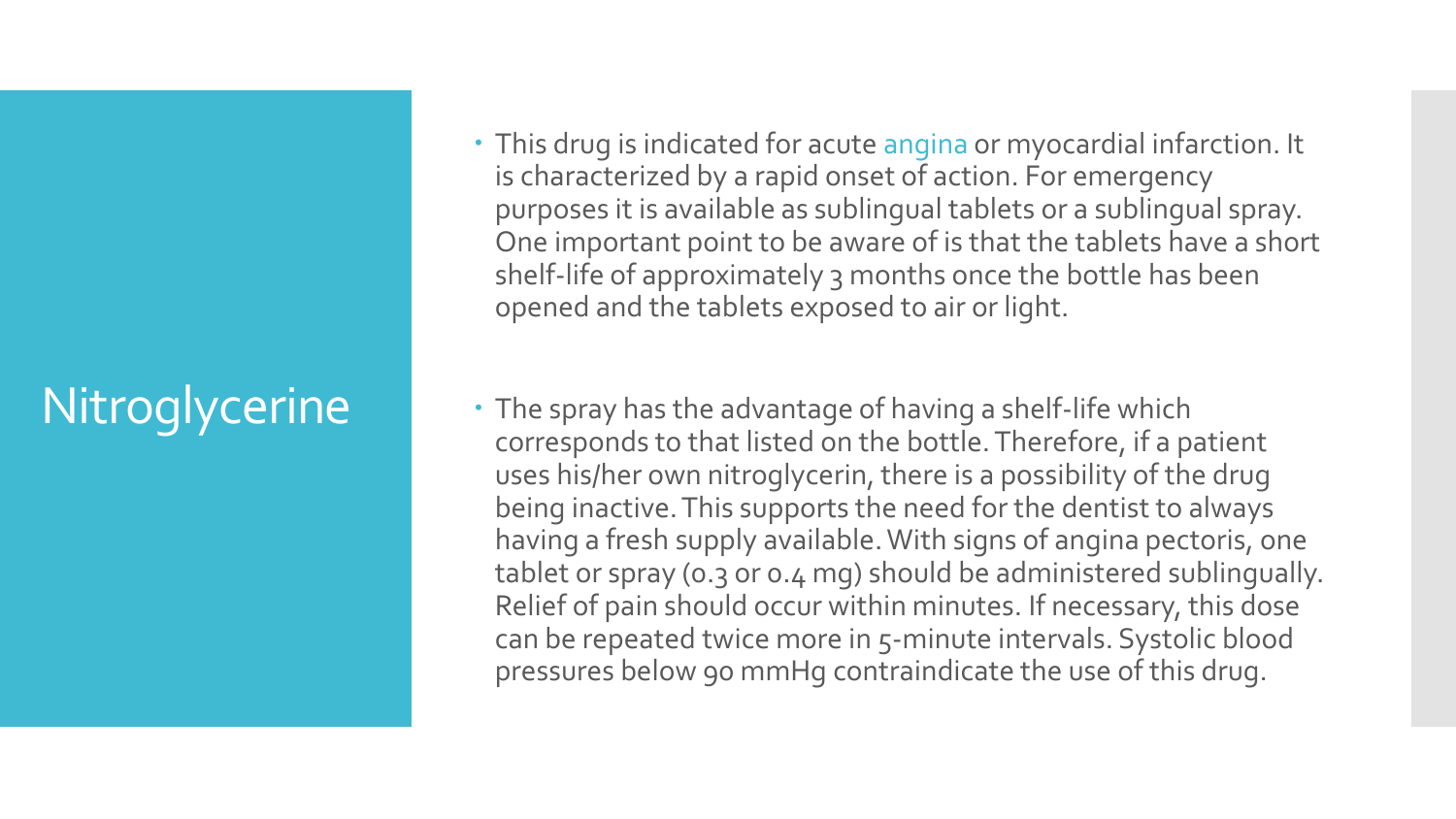# Nitroglycerine

- This drug is indicated for acute angina or myocardial infarction. It is characterized by a rapid onset of action. For emergency purposes it is available as sublingual tablets or a sublingual spray. One important point to be aware of is that the tablets have a short shelf-life of approximately 3 months once the bottle has been opened and the tablets exposed to air or light.

- The spray has the advantage of having a shelf-life which corresponds to that listed on the bottle. Therefore, if a patient uses his/her own nitroglycerin, there is a possibility of the drug being inactive. This supports the need for the dentist to always having a fresh supply available. With signs of angina pectoris, one tablet or spray (0.3 or 0.4 mg) should be administered sublingually. Relief of pain should occur within minutes. If necessary, this dose can be repeated twice more in 5-minute intervals. Systolic blood pressures below 90 mmHg contraindicate the use of this drug.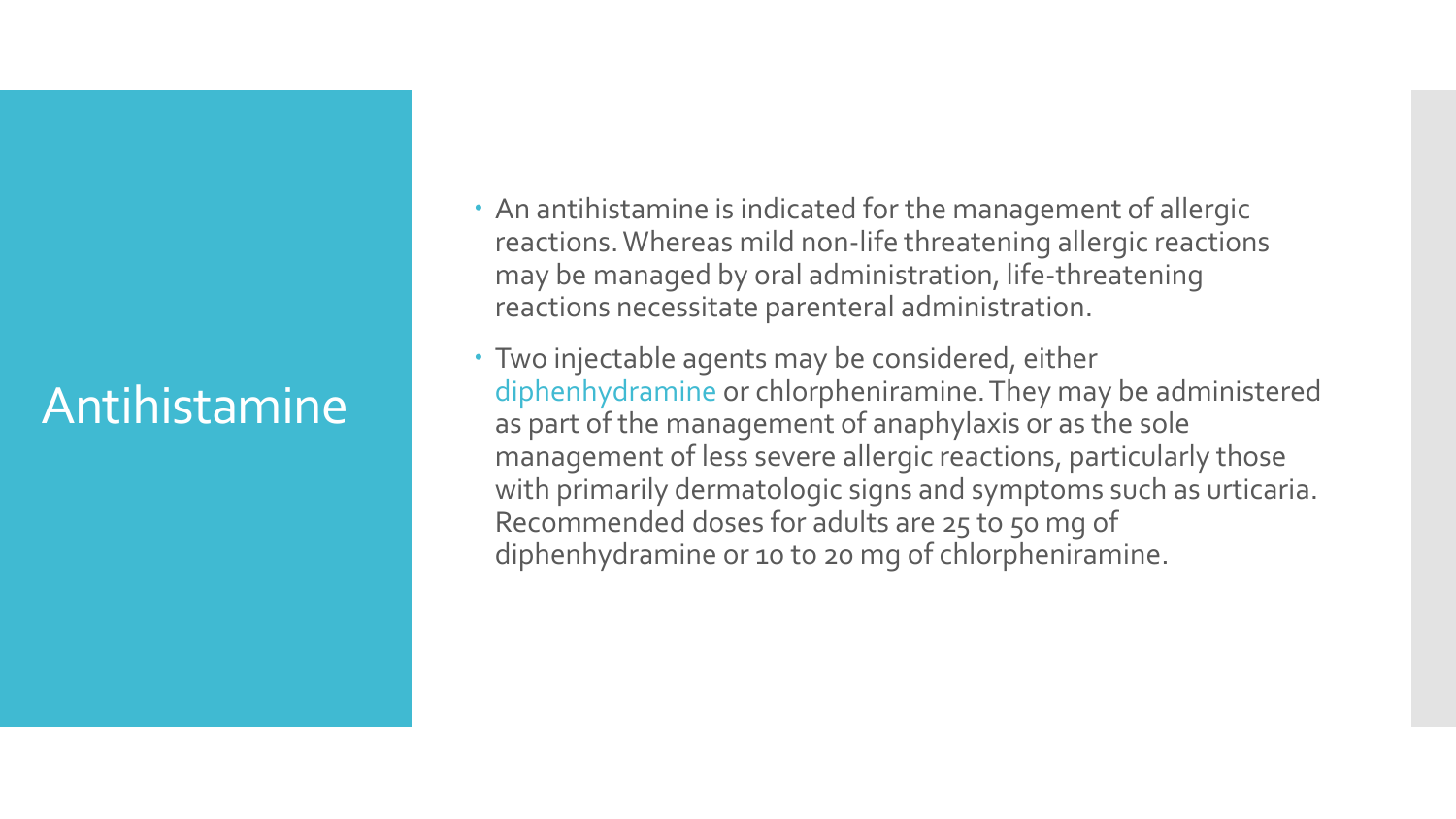# Antihistamine

- An antihistamine is indicated for the management of allergic reactions. Whereas mild non-life threatening allergic reactions may be managed by oral administration, life-threatening reactions necessitate parenteral administration.
- Two injectable agents may be considered, either diphenhydramine or chlorpheniramine. They may be administered as part of the management of anaphylaxis or as the sole management of less severe allergic reactions, particularly those with primarily dermatologic signs and symptoms such as urticaria. Recommended doses for adults are 25 to 50 mg of diphenhydramine or 10 to 20 mg of chlorpheniramine.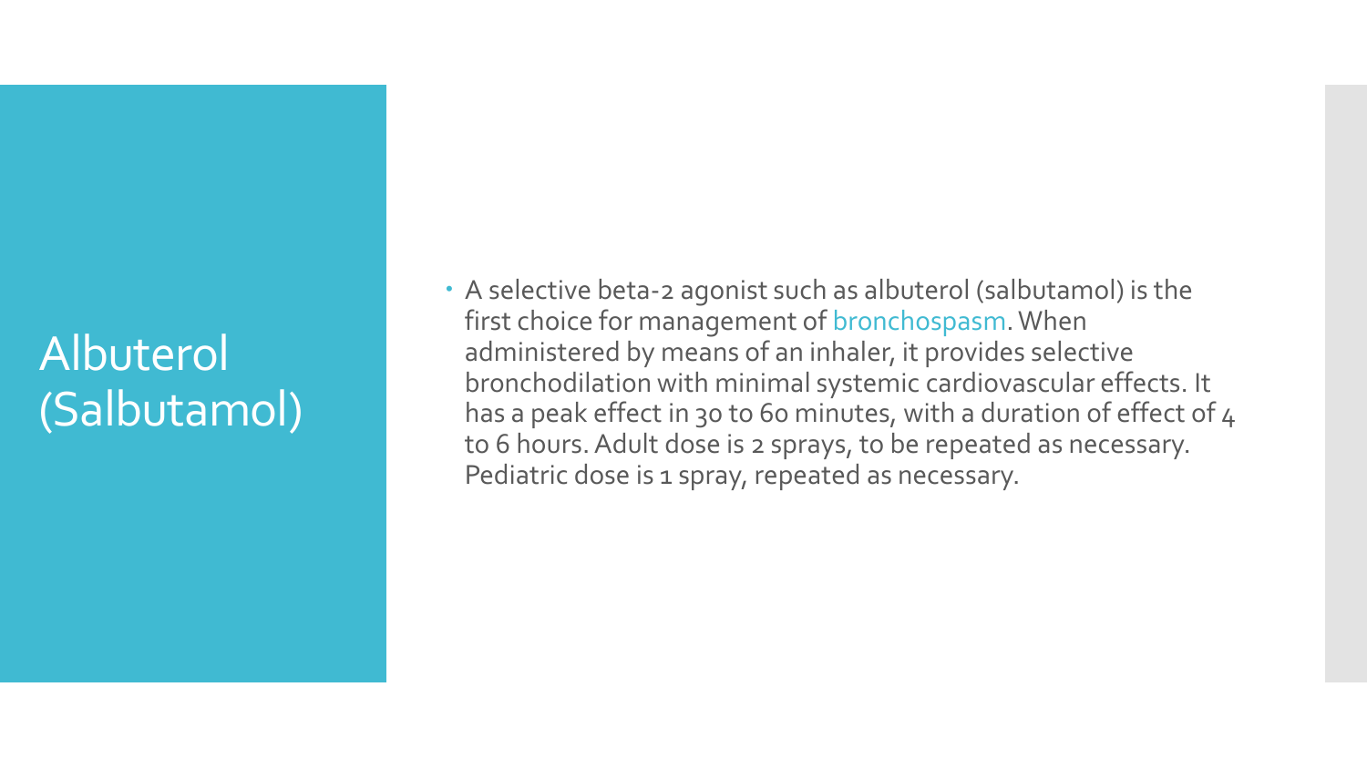# Albuterol (Salbutamol)

- A selective beta-2 agonist such as albuterol (salbutamol) is the first choice for management of bronchospasm. When administered by means of an inhaler, it provides selective bronchodilation with minimal systemic cardiovascular effects. It has a peak effect in 30 to 60 minutes, with a duration of effect of 4 to 6 hours. Adult dose is 2 sprays, to be repeated as necessary. Pediatric dose is 1 spray, repeated as necessary.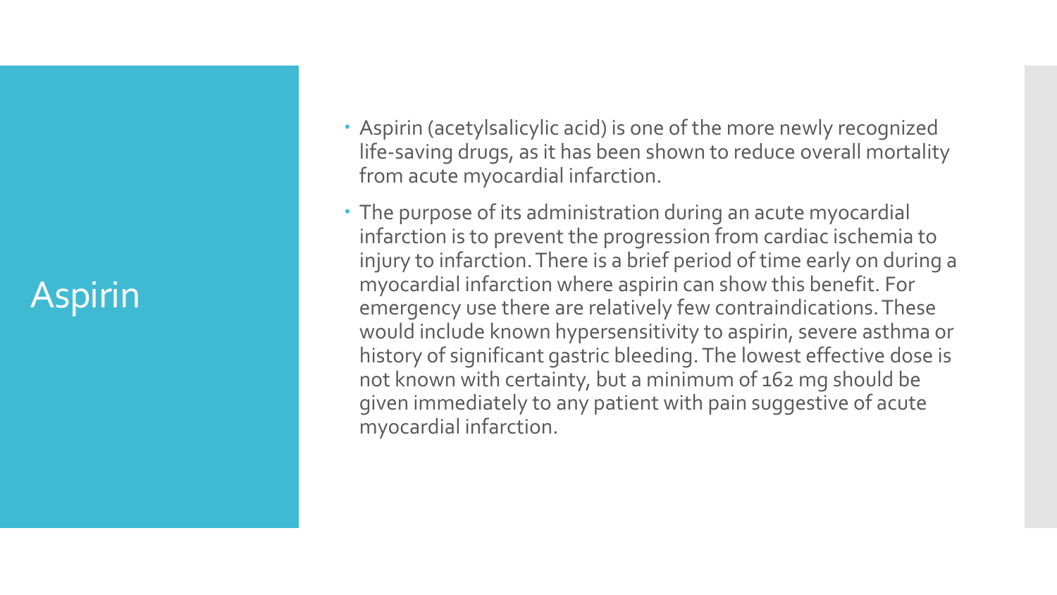# Aspirin

- Aspirin (acetylsalicylic acid) is one of the more newly recognized life-saving drugs, as it has been shown to reduce overall mortality from acute myocardial infarction.
- The purpose of its administration during an acute myocardial infarction is to prevent the progression from cardiac ischemia to injury to infarction. There is a brief period of time early on during a myocardial infarction where aspirin can show this benefit. For emergency use there are relatively few contraindications. These would include known hypersensitivity to aspirin, severe asthma or history of significant gastric bleeding. The lowest effective dose is not known with certainty, but a minimum of 162 mg should be given immediately to any patient with pain suggestive of acute myocardial infarction.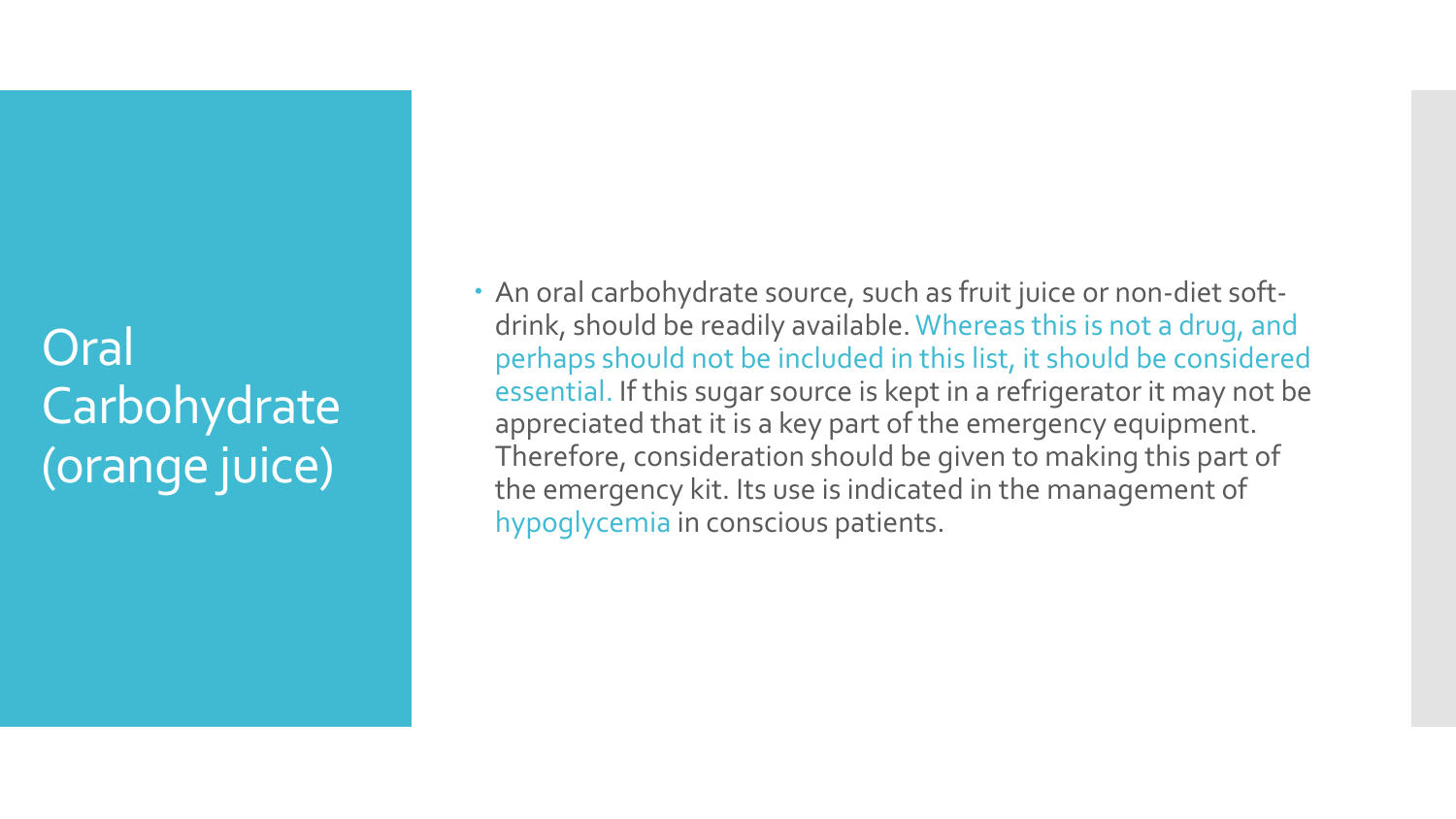# Oral Carbohydrate (orange juice)

- An oral carbohydrate source, such as fruit juice or non-diet soft-drink, should be readily available. Whereas this is not a drug, and perhaps should not be included in this list, it should be considered essential. If this sugar source is kept in a refrigerator it may not be appreciated that it is a key part of the emergency equipment. Therefore, consideration should be given to making this part of the emergency kit. Its use is indicated in the management of hypoglycemia in conscious patients.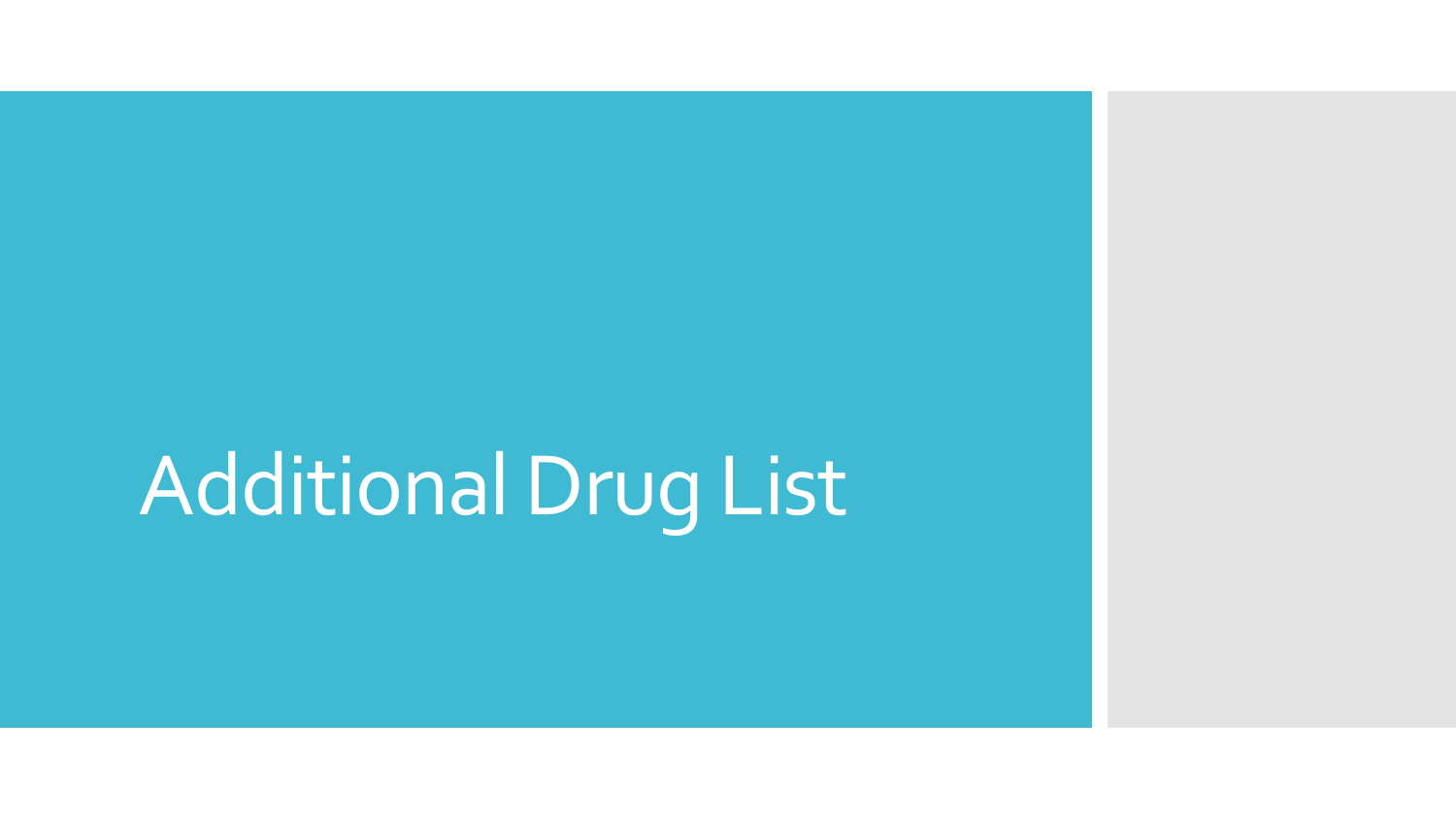# Additional Drug List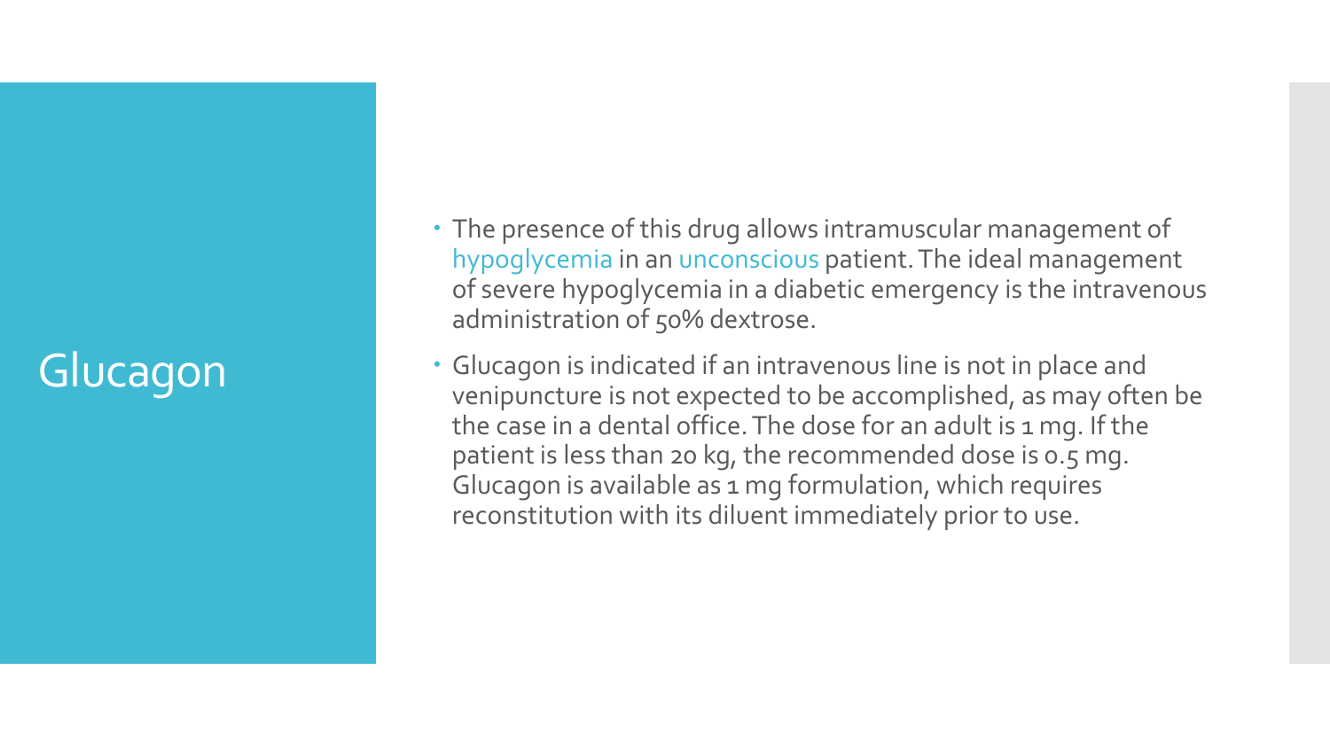# Glucagon

- The presence of this drug allows intramuscular management of hypoglycemia in an unconscious patient. The ideal management of severe hypoglycemia in a diabetic emergency is the intravenous administration of 50% dextrose.
- Glucagon is indicated if an intravenous line is not in place and venipuncture is not expected to be accomplished, as may often be the case in a dental office. The dose for an adult is 1 mg. If the patient is less than 20 kg, the recommended dose is 0.5 mg. Glucagon is available as 1 mg formulation, which requires reconstitution with its diluent immediately prior to use.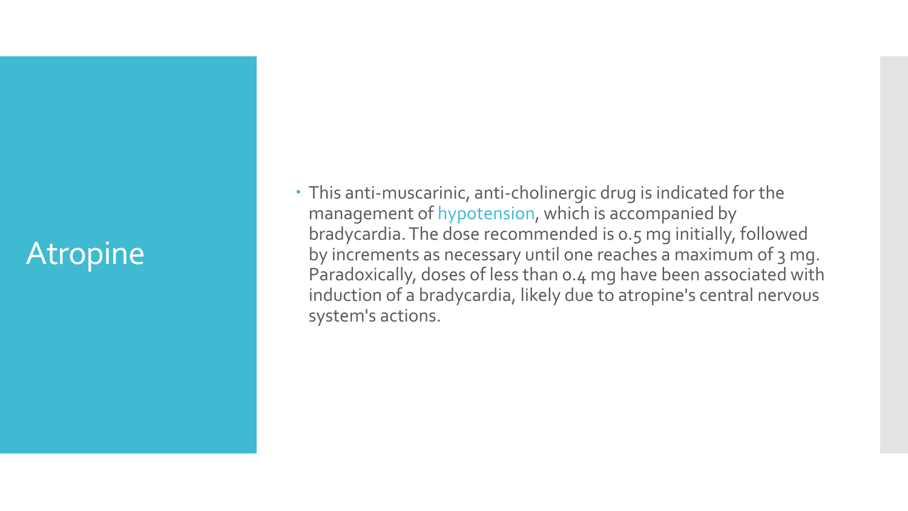# Atropine

- This anti-muscarinic, anti-cholinergic drug is indicated for the management of hypotension, which is accompanied by bradycardia. The dose recommended is 0.5 mg initially, followed by increments as necessary until one reaches a maximum of 3 mg. Paradoxically, doses of less than 0.4 mg have been associated with induction of a bradycardia, likely due to atropine's central nervous system's actions.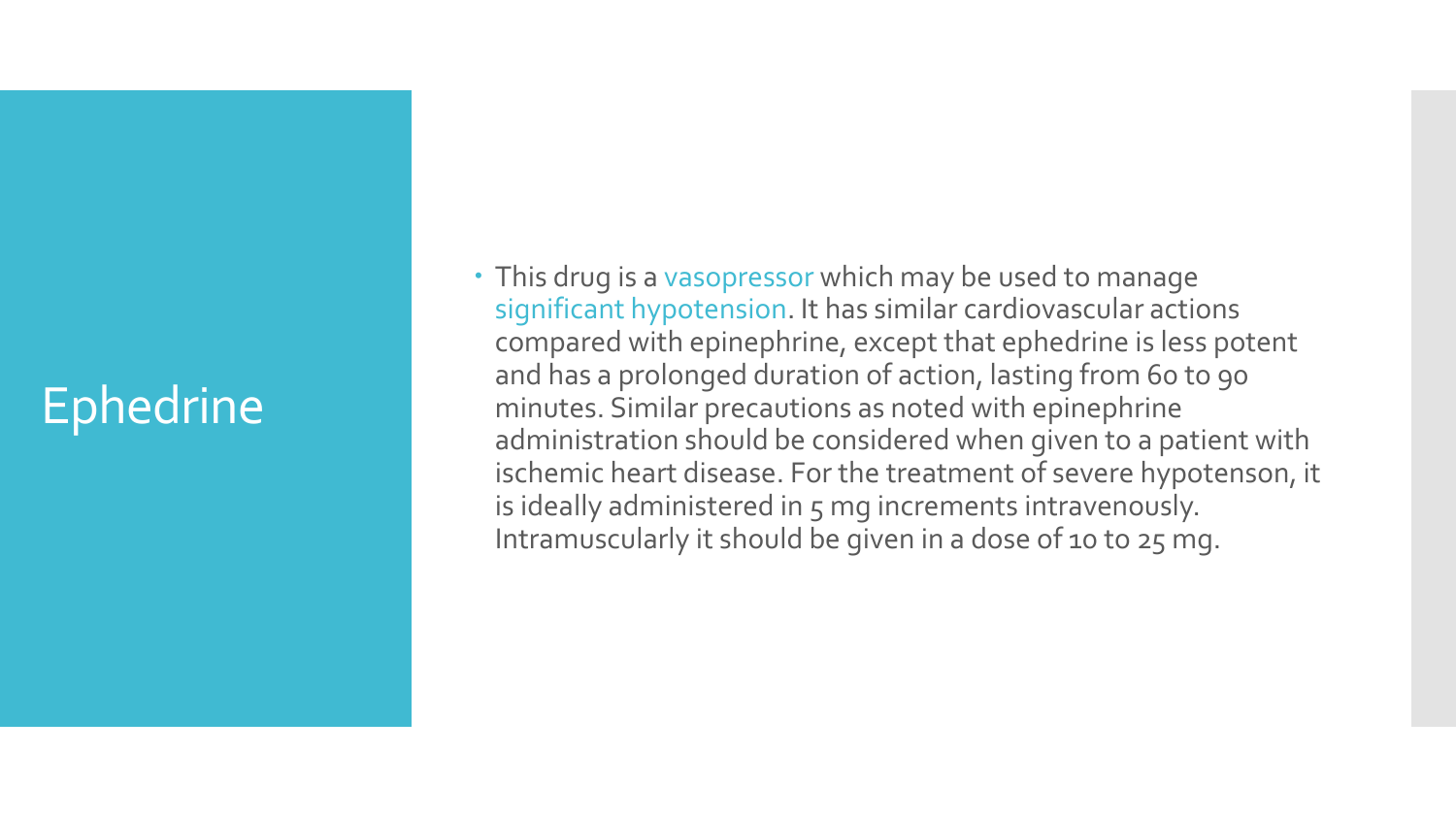# Ephedrine

- This drug is a vasopressor which may be used to manage significant hypotension. It has similar cardiovascular actions compared with epinephrine, except that ephedrine is less potent and has a prolonged duration of action, lasting from 60 to 90 minutes. Similar precautions as noted with epinephrine administration should be considered when given to a patient with ischemic heart disease. For the treatment of severe hypotenson, it is ideally administered in 5 mg increments intravenously. Intramuscularly it should be given in a dose of 10 to 25 mg.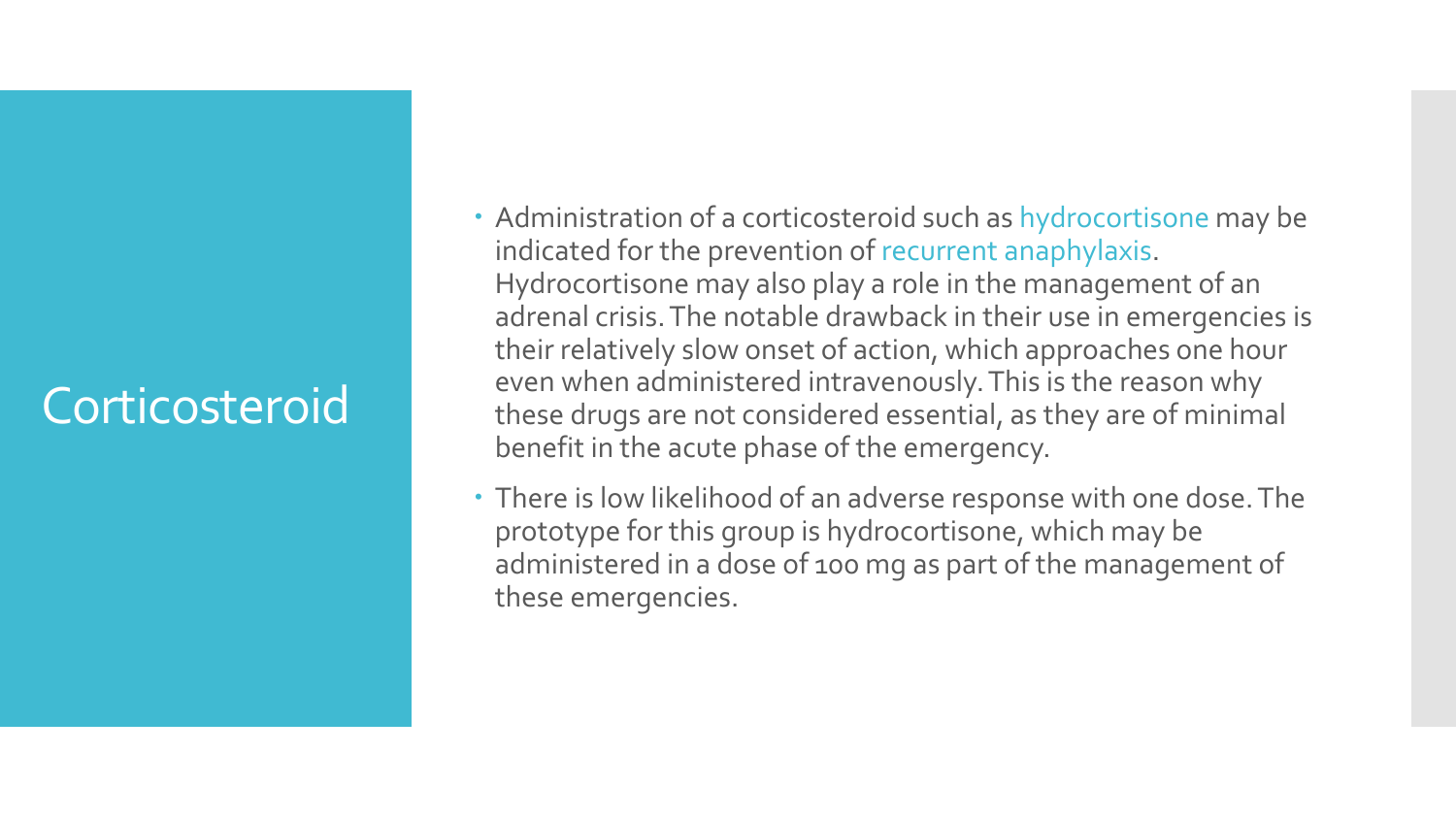# Corticosteroid

- Administration of a corticosteroid such as hydrocortisone may be indicated for the prevention of recurrent anaphylaxis. Hydrocortisone may also play a role in the management of an adrenal crisis. The notable drawback in their use in emergencies is their relatively slow onset of action, which approaches one hour even when administered intravenously. This is the reason why these drugs are not considered essential, as they are of minimal benefit in the acute phase of the emergency.
- There is low likelihood of an adverse response with one dose. The prototype for this group is hydrocortisone, which may be administered in a dose of 100 mg as part of the management of these emergencies.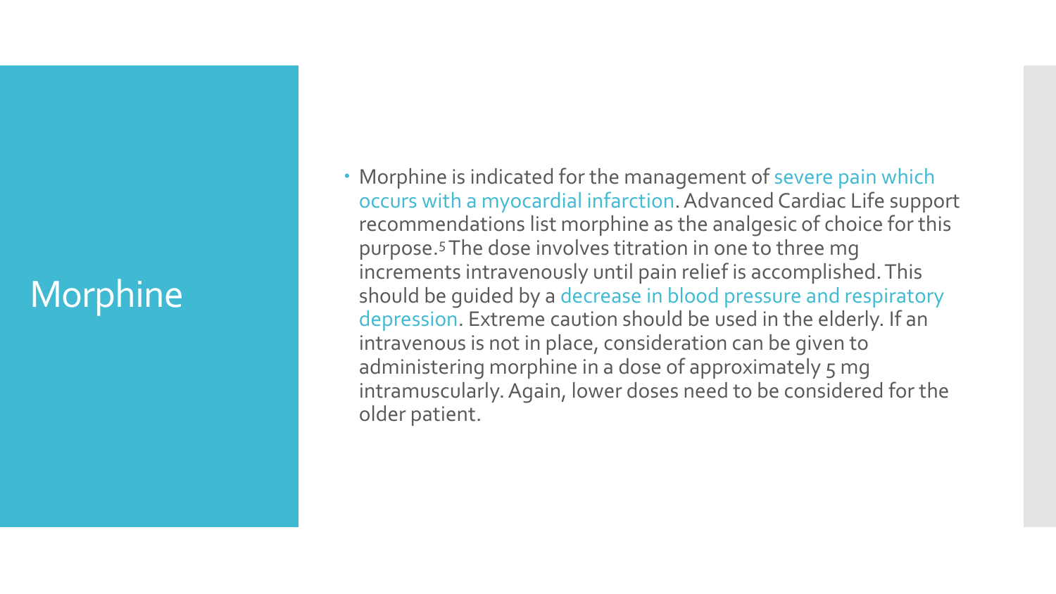# Morphine

- Morphine is indicated for the management of severe pain which occurs with a myocardial infarction. Advanced Cardiac Life support recommendations list morphine as the analgesic of choice for this purpose.[5] The dose involves titration in one to three mg increments intravenously until pain relief is accomplished. This should be guided by a decrease in blood pressure and respiratory depression. Extreme caution should be used in the elderly. If an intravenous is not in place, consideration can be given to administering morphine in a dose of approximately 5 mg intramuscularly. Again, lower doses need to be considered for the older patient.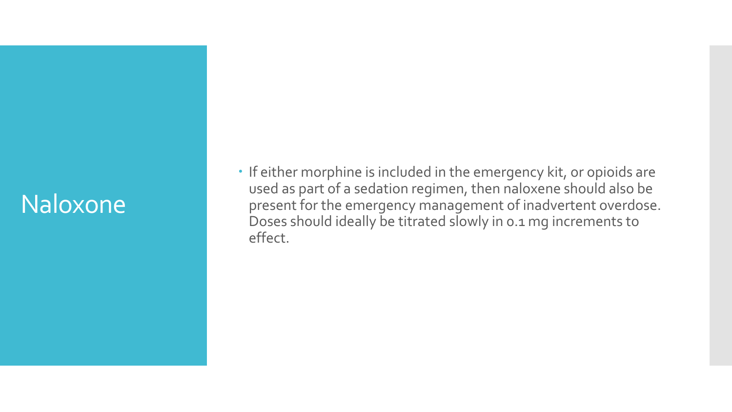# Naloxone

- If either morphine is included in the emergency kit, or opioids are used as part of a sedation regimen, then naloxene should also be present for the emergency management of inadvertent overdose. Doses should ideally be titrated slowly in 0.1 mg increments to effect.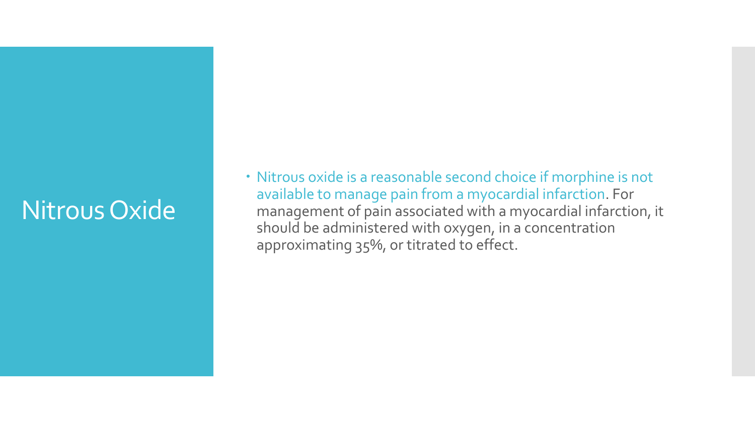# Nitrous Oxide

- Nitrous oxide is a reasonable second choice if morphine is not available to manage pain from a myocardial infarction. For management of pain associated with a myocardial infarction, it should be administered with oxygen, in a concentration approximating 35%, or titrated to effect.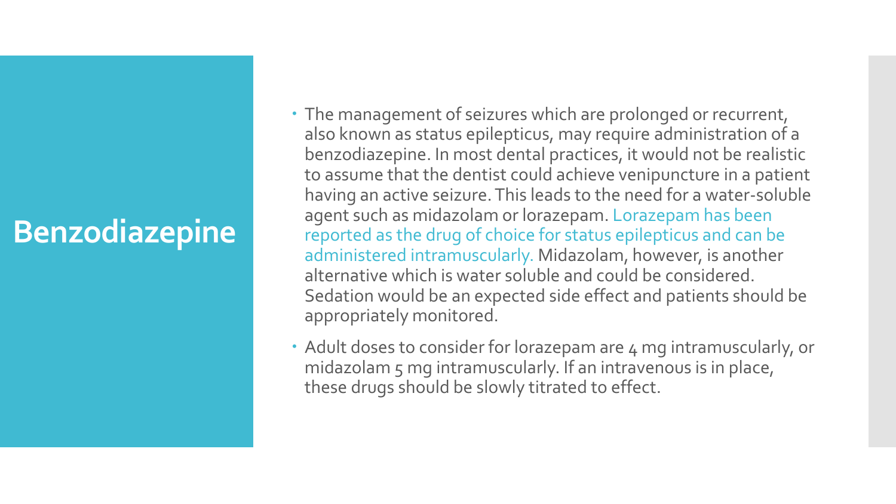# Benzodiazepine

- The management of seizures which are prolonged or recurrent, also known as status epilepticus, may require administration of a benzodiazepine. In most dental practices, it would not be realistic to assume that the dentist could achieve venipuncture in a patient having an active seizure. This leads to the need for a water-soluble agent such as midazolam or lorazepam. Lorazepam has been reported as the drug of choice for status epilepticus and can be administered intramuscularly. Midazolam, however, is another alternative which is water soluble and could be considered. Sedation would be an expected side effect and patients should be appropriately monitored.
- Adult doses to consider for lorazepam are 4 mg intramuscularly, or midazolam 5 mg intramuscularly. If an intravenous is in place, these drugs should be slowly titrated to effect.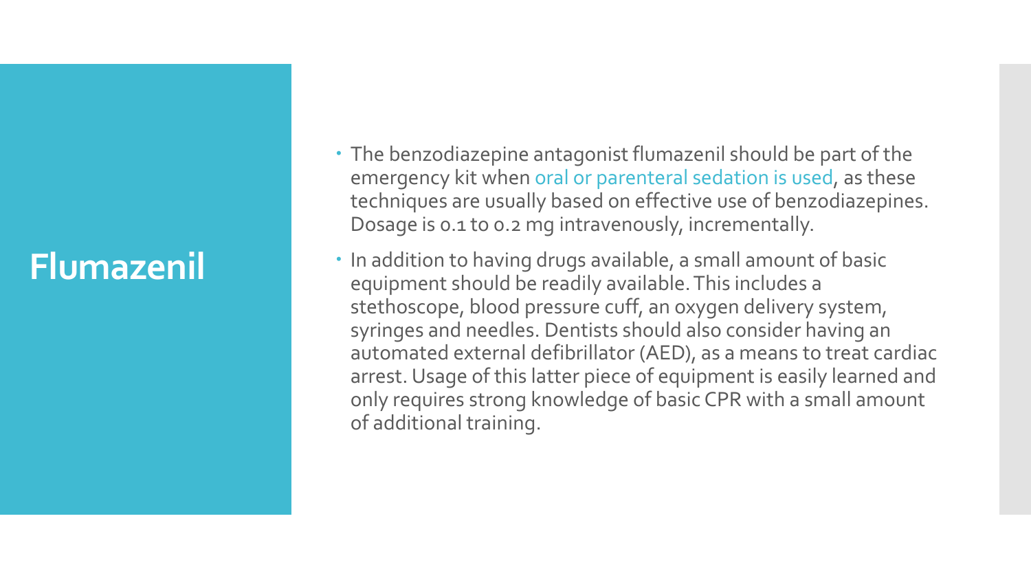# Flumazenil

- The benzodiazepine antagonist flumazenil should be part of the emergency kit when oral or parenteral sedation is used, as these techniques are usually based on effective use of benzodiazepines. Dosage is 0.1 to 0.2 mg intravenously, incrementally.
- In addition to having drugs available, a small amount of basic equipment should be readily available. This includes a stethoscope, blood pressure cuff, an oxygen delivery system, syringes and needles. Dentists should also consider having an automated external defibrillator (AED), as a means to treat cardiac arrest. Usage of this latter piece of equipment is easily learned and only requires strong knowledge of basic CPR with a small amount of additional training.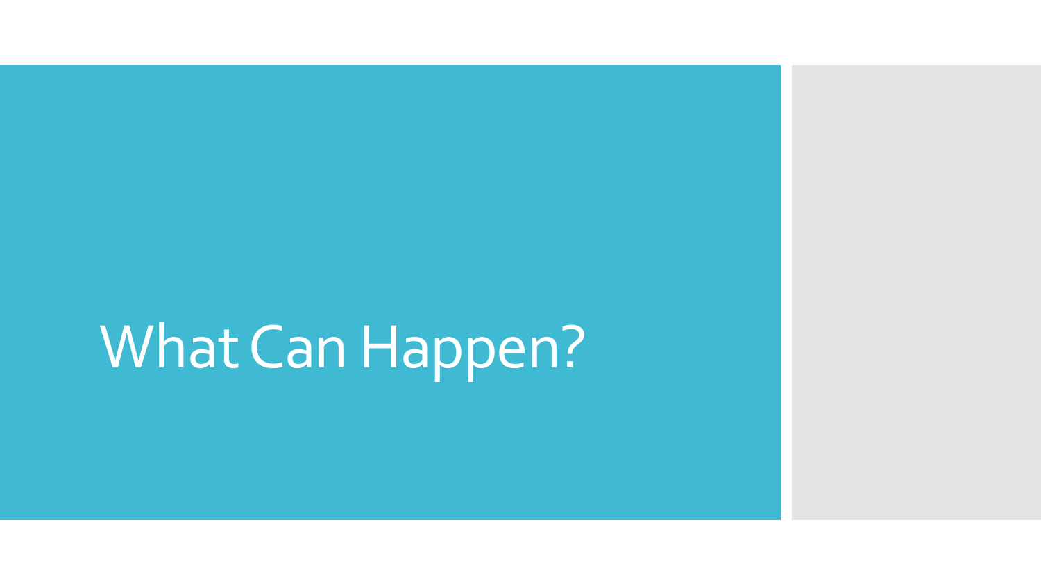# What Can Happen?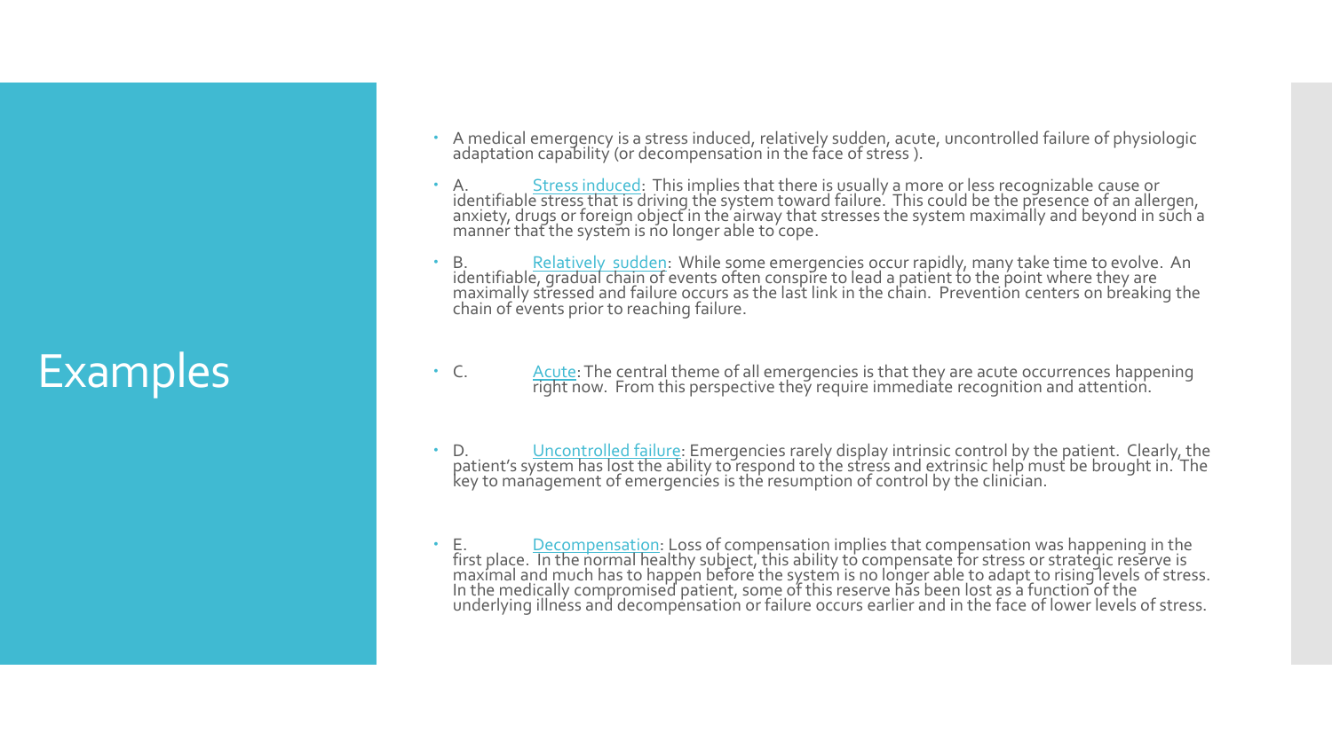# Examples

- A medical emergency is a stress induced, relatively sudden, acute, uncontrolled failure of physiologic adaptation capability (or decompensation in the face of stress ).
- A. Stress induced: This implies that there is usually a more or less recognizable cause or identifiable stress that is driving the system toward failure. This could be the presence of an allergen, anxiety, drugs or foreign object in the airway that stresses the system maximally and beyond in such a manner that the system is no longer able to cope.
- B. Relatively sudden: While some emergencies occur rapidly, many take time to evolve. An identifiable, gradual chain of events often conspire to lead a patient to the point where they are maximally stressed and failure occurs as the last link in the chain. Prevention centers on breaking the chain of events prior to reaching failure.
- C. Acute: The central theme of all emergencies is that they are acute occurrences happening right now. From this perspective they require immediate recognition and attention.
- D. Uncontrolled failure: Emergencies rarely display intrinsic control by the patient. Clearly, the patient's system has lost the ability to respond to the stress and extrinsic help must be brought in. The key to management of emergencies is the resumption of control by the clinician.
- E. Decompensation: Loss of compensation implies that compensation was happening in the first place. In the normal healthy subject, this ability to compensate for stress or strategic reserve is maximal and much has to happen before the system is no longer able to adapt to rising levels of stress. In the medically compromised patient, some of this reserve has been lost as a function of the underlying illness and decompensation or failure occurs earlier and in the face of lower levels of stress.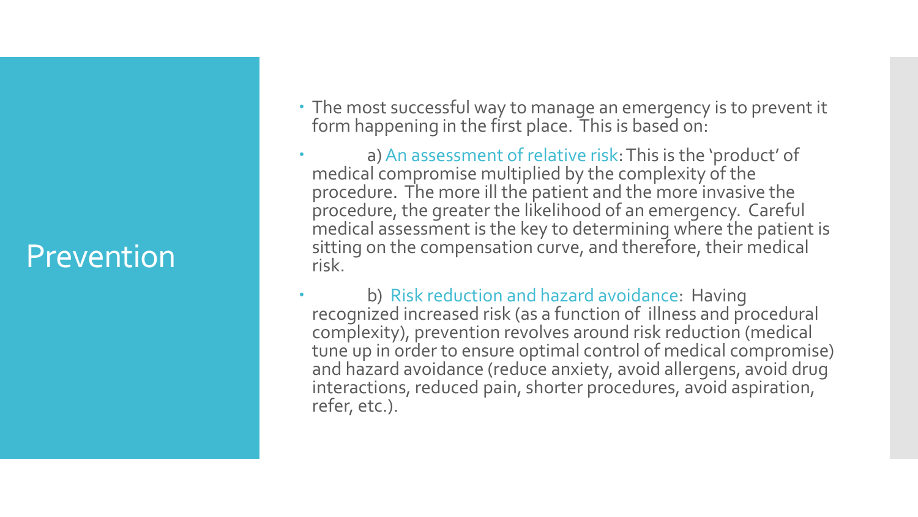# Prevention

- The most successful way to manage an emergency is to prevent it form happening in the first place. This is based on:
- a) An assessment of relative risk: This is the 'product' of medical compromise multiplied by the complexity of the procedure. The more ill the patient and the more invasive the procedure, the greater the likelihood of an emergency. Careful medical assessment is the key to determining where the patient is sitting on the compensation curve, and therefore, their medical risk.
- b) Risk reduction and hazard avoidance: Having recognized increased risk (as a function of illness and procedural complexity), prevention revolves around risk reduction (medical tune up in order to ensure optimal control of medical compromise) and hazard avoidance (reduce anxiety, avoid allergens, avoid drug interactions, reduced pain, shorter procedures, avoid aspiration, refer, etc.).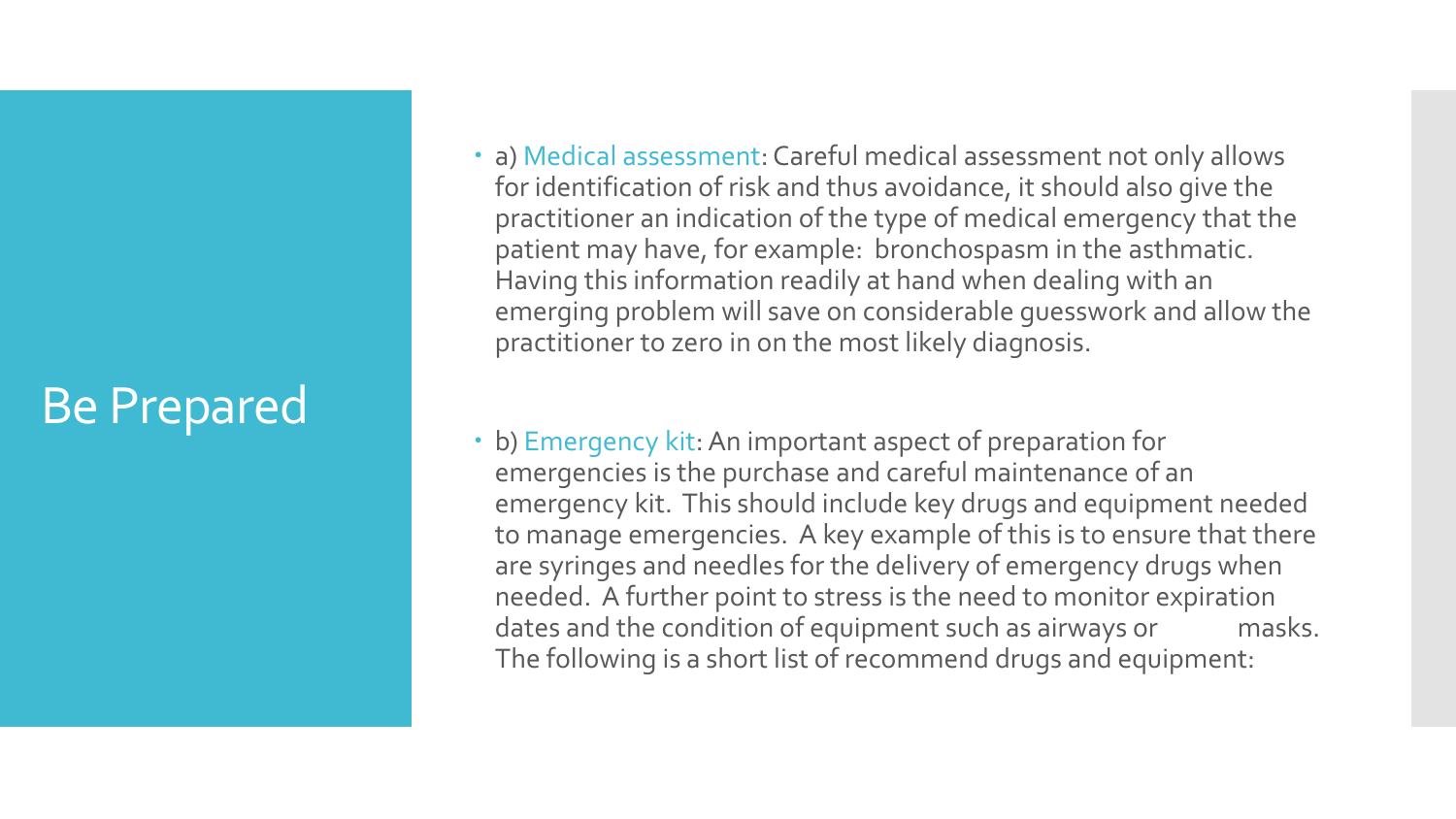# Be Prepared

- a) Medical assessment: Careful medical assessment not only allows for identification of risk and thus avoidance, it should also give the practitioner an indication of the type of medical emergency that the patient may have, for example: bronchospasm in the asthmatic. Having this information readily at hand when dealing with an emerging problem will save on considerable guesswork and allow the practitioner to zero in on the most likely diagnosis.

- b) Emergency kit: An important aspect of preparation for emergencies is the purchase and careful maintenance of an emergency kit. This should include key drugs and equipment needed to manage emergencies. A key example of this is to ensure that there are syringes and needles for the delivery of emergency drugs when needed. A further point to stress is the need to monitor expiration dates and the condition of equipment such as airways or masks. The following is a short list of recommend drugs and equipment: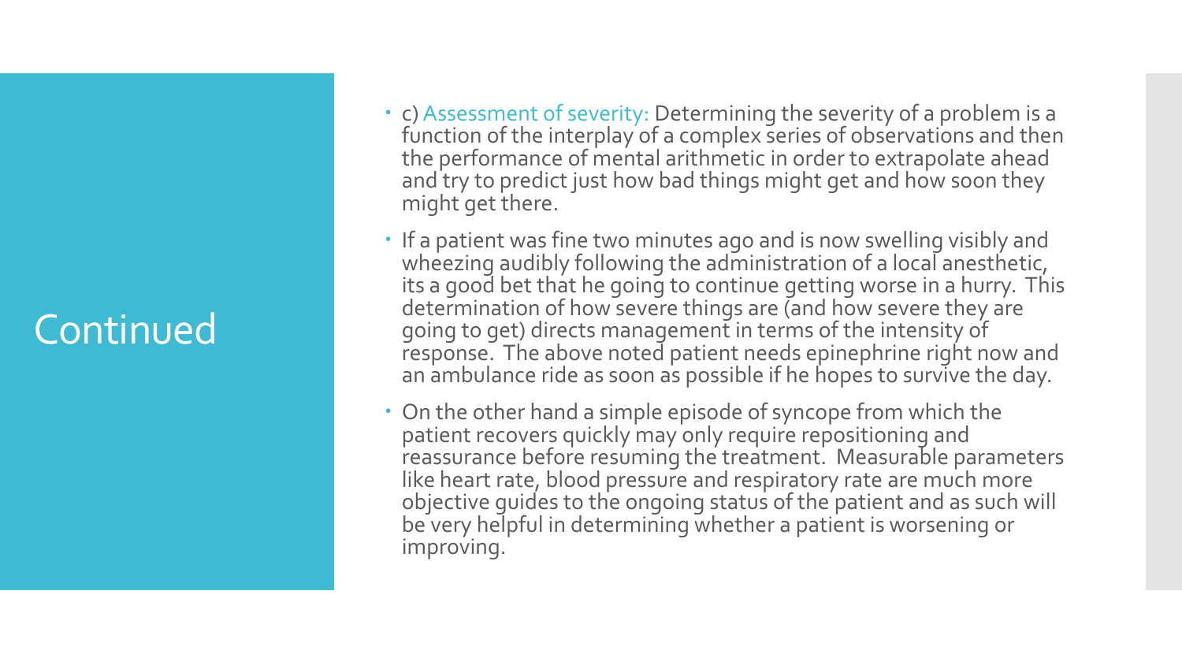# Continued

- c) Assessment of severity: Determining the severity of a problem is a function of the interplay of a complex series of observations and then the performance of mental arithmetic in order to extrapolate ahead and try to predict just how bad things might get and how soon they might get there.
- If a patient was fine two minutes ago and is now swelling visibly and wheezing audibly following the administration of a local anesthetic, its a good bet that he going to continue getting worse in a hurry. This determination of how severe things are (and how severe they are going to get) directs management in terms of the intensity of response. The above noted patient needs epinephrine right now and an ambulance ride as soon as possible if he hopes to survive the day.
- On the other hand a simple episode of syncope from which the patient recovers quickly may only require repositioning and reassurance before resuming the treatment. Measurable parameters like heart rate, blood pressure and respiratory rate are much more objective guides to the ongoing status of the patient and as such will be very helpful in determining whether a patient is worsening or improving.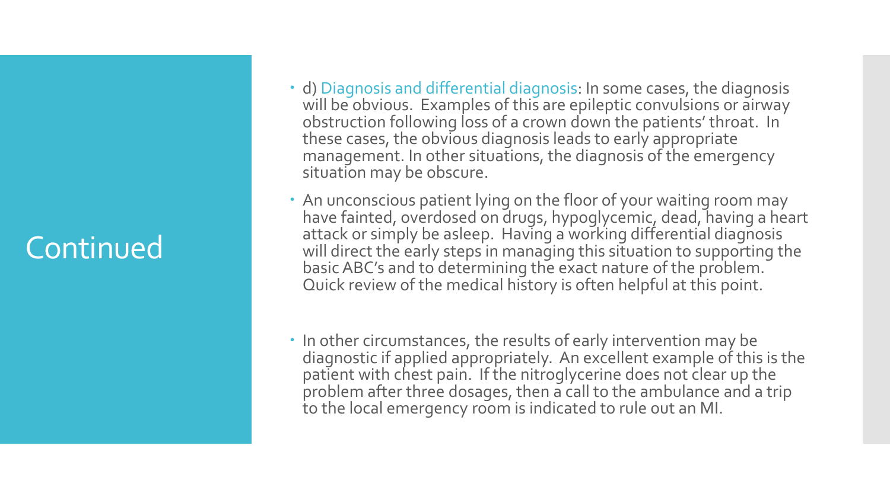# Continued

- d) Diagnosis and differential diagnosis: In some cases, the diagnosis will be obvious. Examples of this are epileptic convulsions or airway obstruction following loss of a crown down the patients' throat. In these cases, the obvious diagnosis leads to early appropriate management. In other situations, the diagnosis of the emergency situation may be obscure.
- An unconscious patient lying on the floor of your waiting room may have fainted, overdosed on drugs, hypoglycemic, dead, having a heart attack or simply be asleep. Having a working differential diagnosis will direct the early steps in managing this situation to supporting the basic ABC's and to determining the exact nature of the problem. Quick review of the medical history is often helpful at this point.
- In other circumstances, the results of early intervention may be diagnostic if applied appropriately. An excellent example of this is the patient with chest pain. If the nitroglycerine does not clear up the problem after three dosages, then a call to the ambulance and a trip to the local emergency room is indicated to rule out an MI.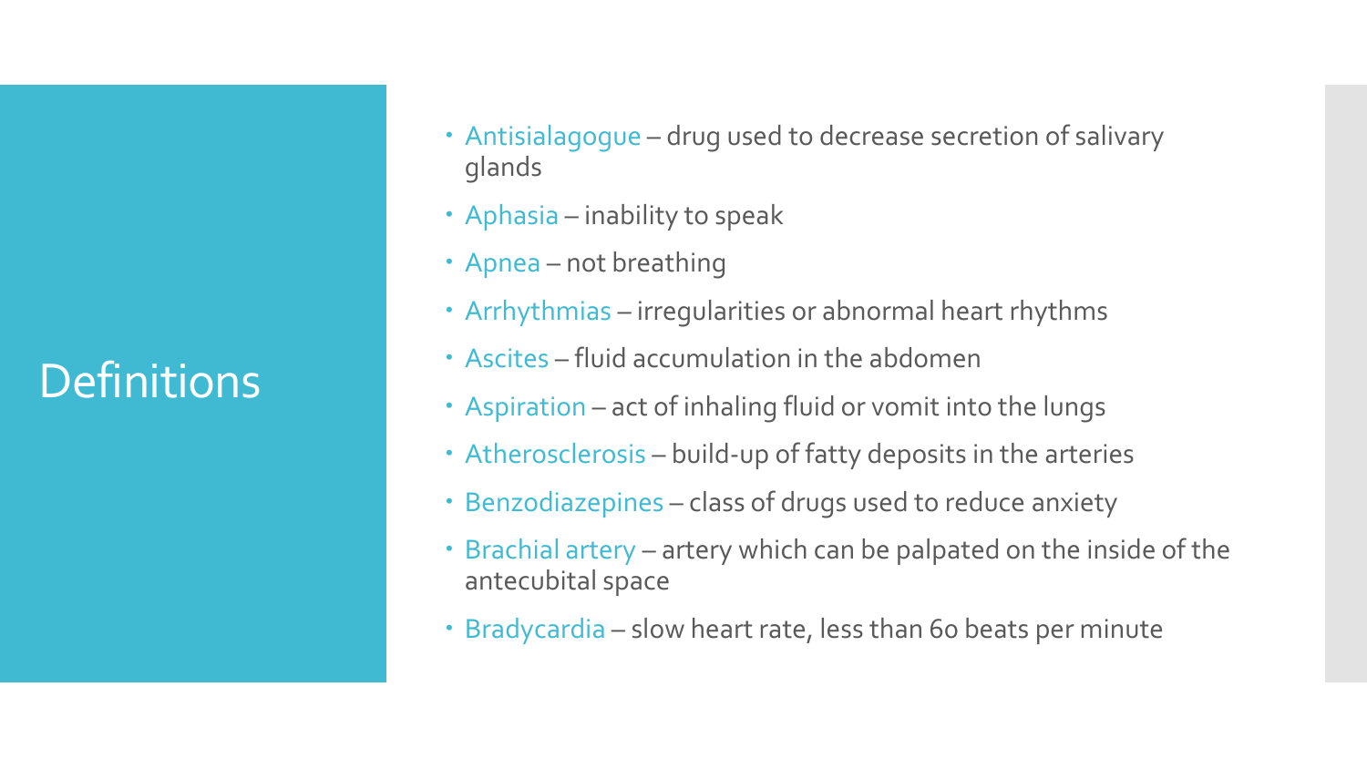# Definitions

- Antisialagogue – drug used to decrease secretion of salivary glands
- Aphasia – inability to speak
- Apnea – not breathing
- Arrhythmias – irregularities or abnormal heart rhythms
- Ascites – fluid accumulation in the abdomen
- Aspiration – act of inhaling fluid or vomit into the lungs
- Atherosclerosis – build-up of fatty deposits in the arteries
- Benzodiazepines – class of drugs used to reduce anxiety
- Brachial artery – artery which can be palpated on the inside of the antecubital space
- Bradycardia – slow heart rate, less than 60 beats per minute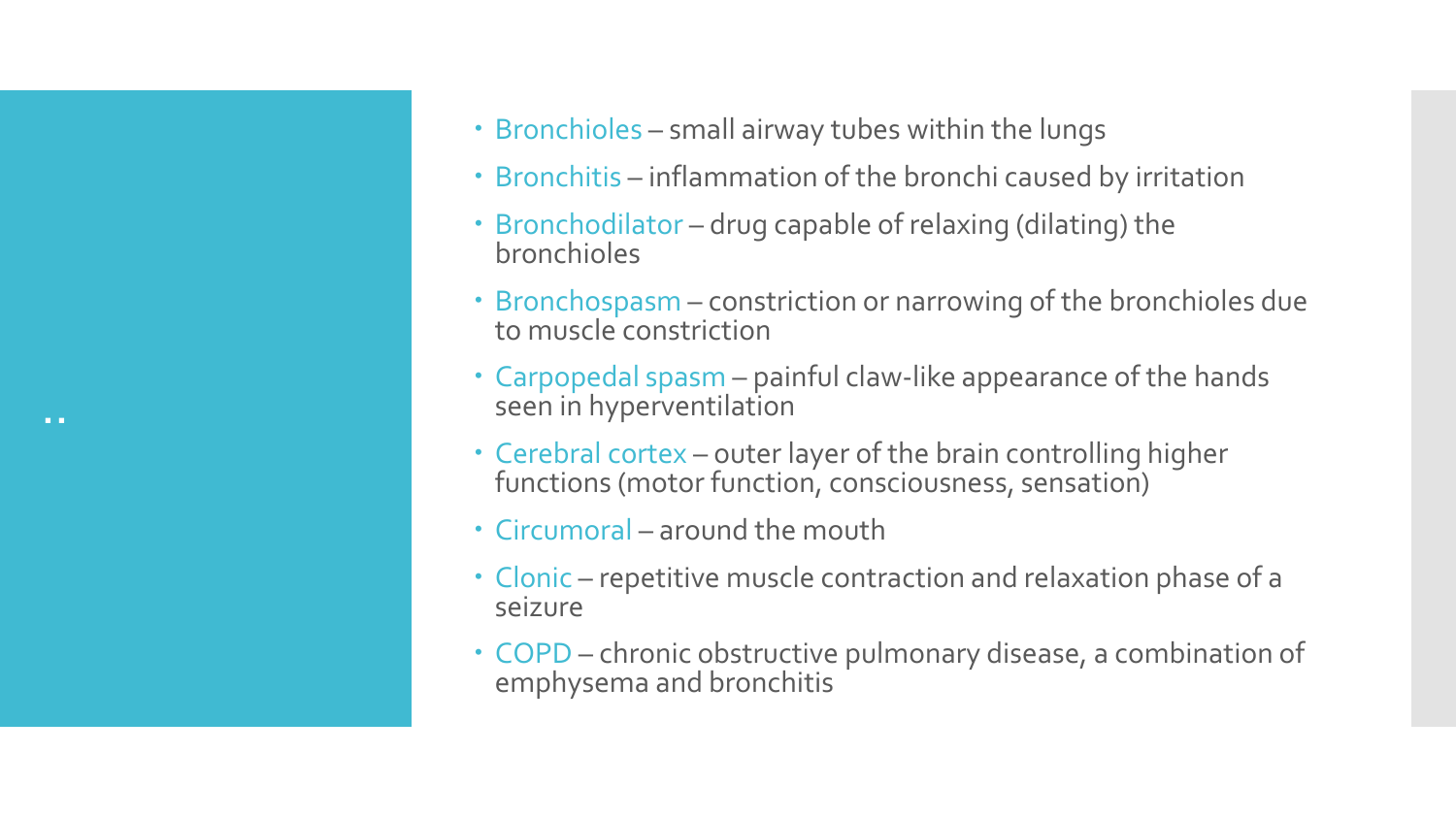- Bronchioles – small airway tubes within the lungs
- Bronchitis – inflammation of the bronchi caused by irritation
- Bronchodilator – drug capable of relaxing (dilating) the bronchioles
- Bronchospasm – constriction or narrowing of the bronchioles due to muscle constriction
- Carpopedal spasm – painful claw-like appearance of the hands seen in hyperventilation
- Cerebral cortex – outer layer of the brain controlling higher functions (motor function, consciousness, sensation)
- Circumoral – around the mouth
- Clonic – repetitive muscle contraction and relaxation phase of a seizure
- COPD – chronic obstructive pulmonary disease, a combination of emphysema and bronchitis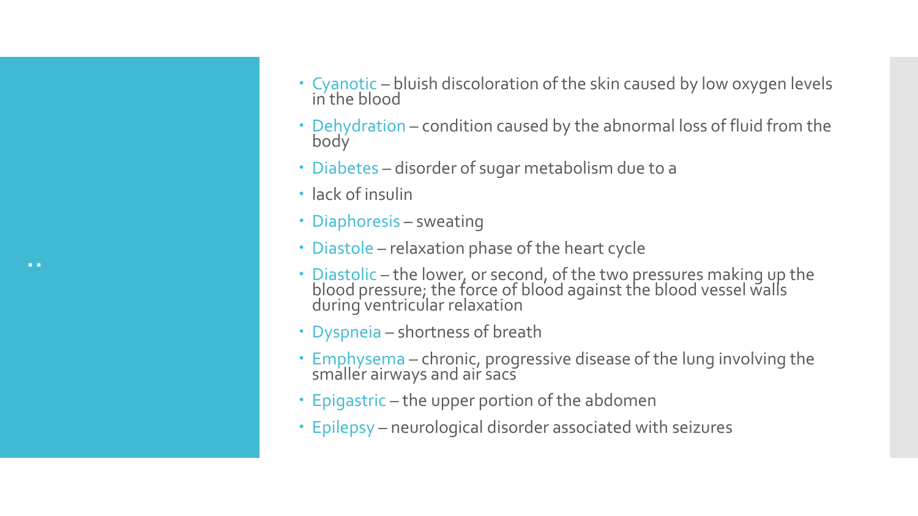- Cyanotic – bluish discoloration of the skin caused by low oxygen levels in the blood
- Dehydration – condition caused by the abnormal loss of fluid from the body
- Diabetes – disorder of sugar metabolism due to a
- lack of insulin
- Diaphoresis – sweating
- Diastole – relaxation phase of the heart cycle
- Diastolic – the lower, or second, of the two pressures making up the blood pressure; the force of blood against the blood vessel walls during ventricular relaxation
- Dyspneia – shortness of breath
- Emphysema – chronic, progressive disease of the lung involving the smaller airways and air sacs
- Epigastric – the upper portion of the abdomen
- Epilepsy – neurological disorder associated with seizures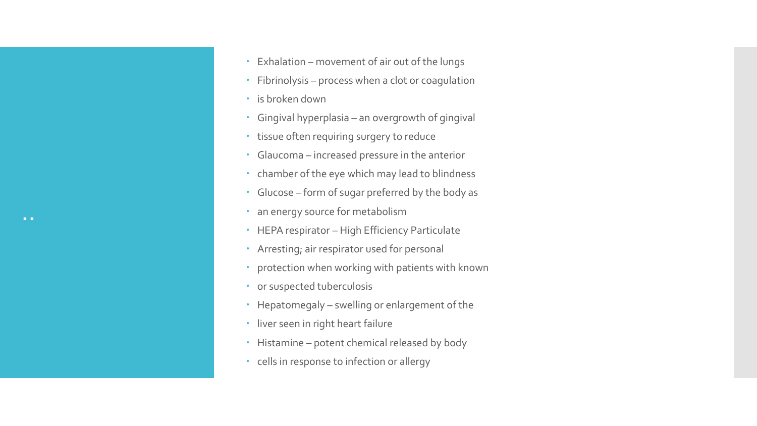- Exhalation – movement of air out of the lungs
- Fibrinolysis – process when a clot or coagulation
- is broken down
- Gingival hyperplasia – an overgrowth of gingival
- tissue often requiring surgery to reduce
- Glaucoma – increased pressure in the anterior
- chamber of the eye which may lead to blindness
- Glucose – form of sugar preferred by the body as
- an energy source for metabolism
- HEPA respirator – High Efficiency Particulate
- Arresting; air respirator used for personal
- protection when working with patients with known
- or suspected tuberculosis
- Hepatomegaly – swelling or enlargement of the
- liver seen in right heart failure
- Histamine – potent chemical released by body
- cells in response to infection or allergy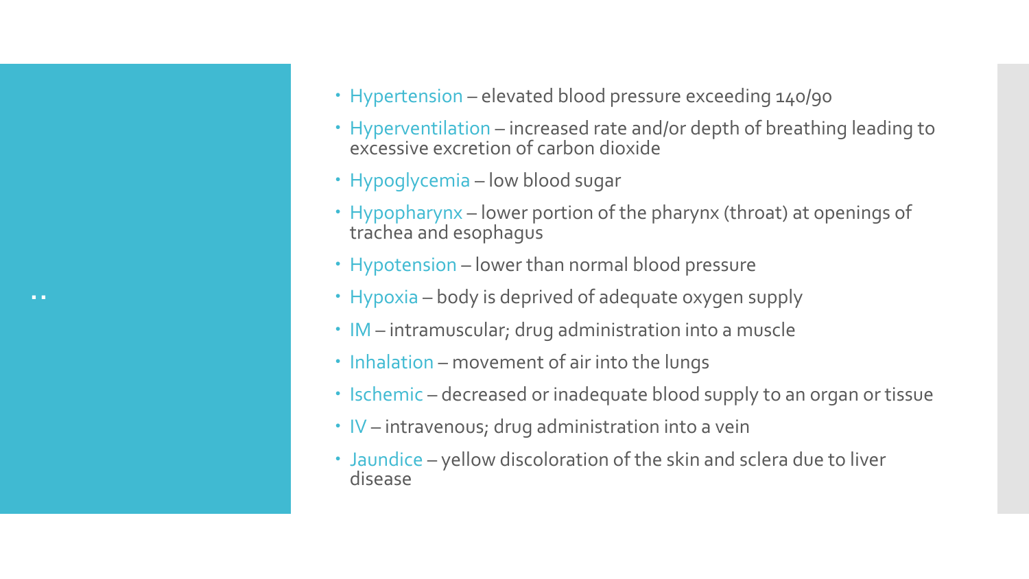- Hypertension – elevated blood pressure exceeding 140/90
- Hyperventilation – increased rate and/or depth of breathing leading to excessive excretion of carbon dioxide
- Hypoglycemia – low blood sugar
- Hypopharynx – lower portion of the pharynx (throat) at openings of trachea and esophagus
- Hypotension – lower than normal blood pressure
- Hypoxia – body is deprived of adequate oxygen supply
- IM – intramuscular; drug administration into a muscle
- Inhalation – movement of air into the lungs
- Ischemic – decreased or inadequate blood supply to an organ or tissue
- IV – intravenous; drug administration into a vein
- Jaundice – yellow discoloration of the skin and sclera due to liver disease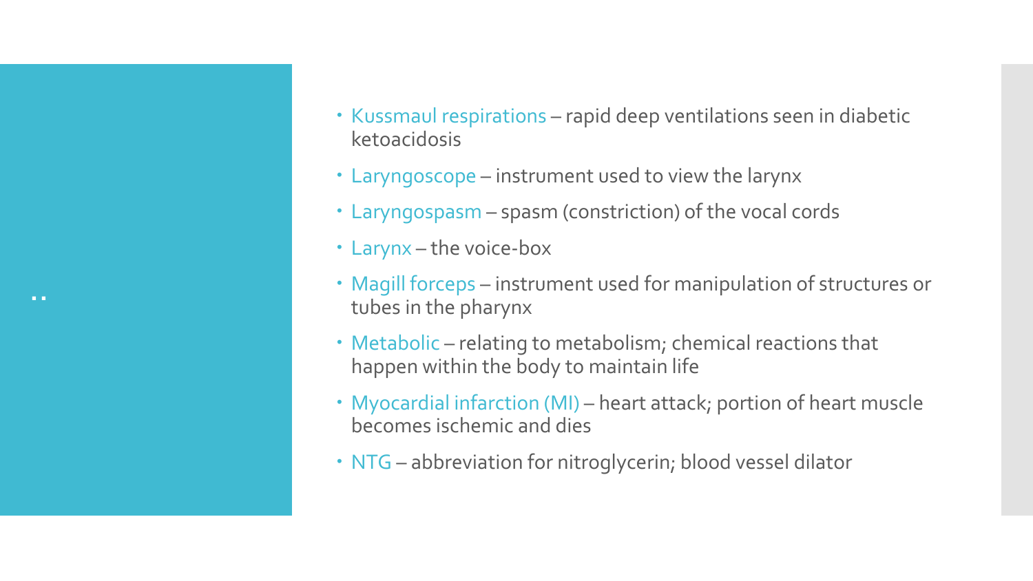- Kussmaul respirations – rapid deep ventilations seen in diabetic ketoacidosis
- Laryngoscope – instrument used to view the larynx
- Laryngospasm – spasm (constriction) of the vocal cords
- Larynx – the voice-box
- Magill forceps – instrument used for manipulation of structures or tubes in the pharynx
- Metabolic – relating to metabolism; chemical reactions that happen within the body to maintain life
- Myocardial infarction (MI) – heart attack; portion of heart muscle becomes ischemic and dies
- NTG – abbreviation for nitroglycerin; blood vessel dilator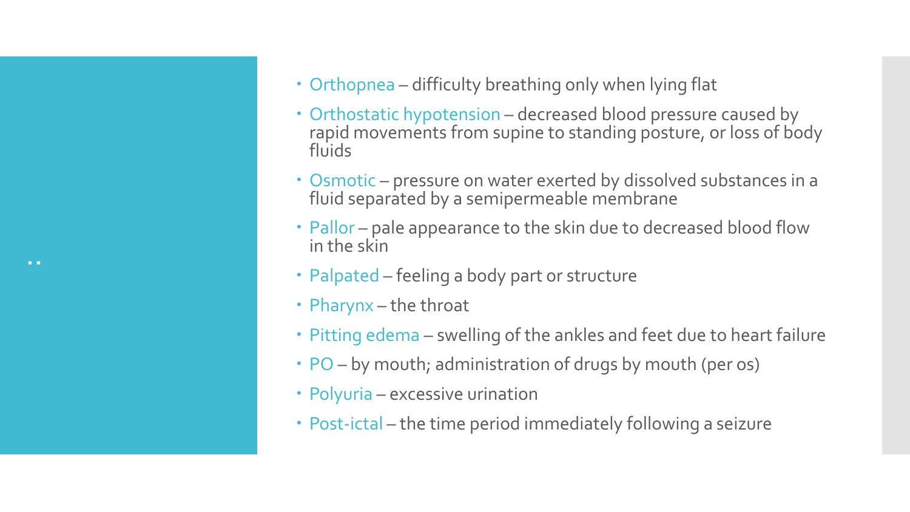- Orthopnea – difficulty breathing only when lying flat
- Orthostatic hypotension – decreased blood pressure caused by rapid movements from supine to standing posture, or loss of body fluids
- Osmotic – pressure on water exerted by dissolved substances in a fluid separated by a semipermeable membrane
- Pallor – pale appearance to the skin due to decreased blood flow in the skin
- Palpated – feeling a body part or structure
- Pharynx – the throat
- Pitting edema – swelling of the ankles and feet due to heart failure
- PO – by mouth; administration of drugs by mouth (per os)
- Polyuria – excessive urination
- Post-ictal – the time period immediately following a seizure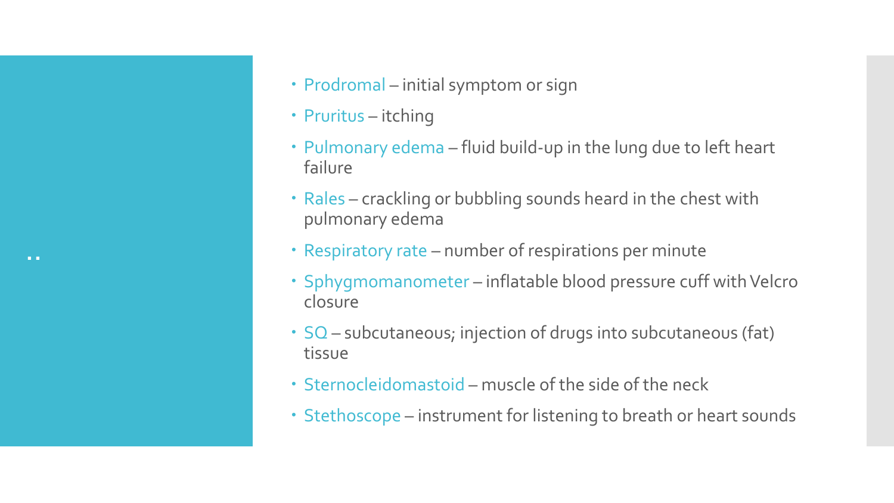..

- Prodromal – initial symptom or sign
- Pruritus – itching
- Pulmonary edema – fluid build-up in the lung due to left heart failure
- Rales – crackling or bubbling sounds heard in the chest with pulmonary edema
- Respiratory rate – number of respirations per minute
- Sphygmomanometer – inflatable blood pressure cuff with Velcro closure
- SQ – subcutaneous; injection of drugs into subcutaneous (fat) tissue
- Sternocleidomastoid – muscle of the side of the neck
- Stethoscope – instrument for listening to breath or heart sounds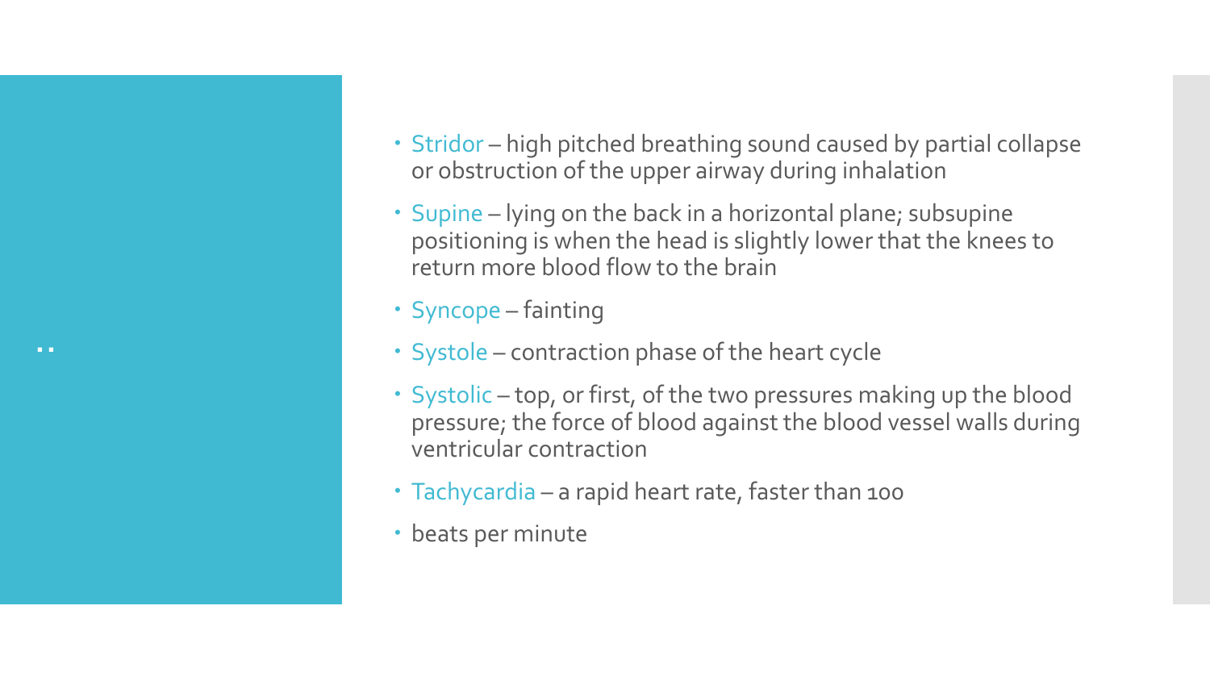- Stridor – high pitched breathing sound caused by partial collapse or obstruction of the upper airway during inhalation
- Supine – lying on the back in a horizontal plane; subsupine positioning is when the head is slightly lower that the knees to return more blood flow to the brain
- Syncope – fainting
- Systole – contraction phase of the heart cycle
- Systolic – top, or first, of the two pressures making up the blood pressure; the force of blood against the blood vessel walls during ventricular contraction
- Tachycardia – a rapid heart rate, faster than 100
- beats per minute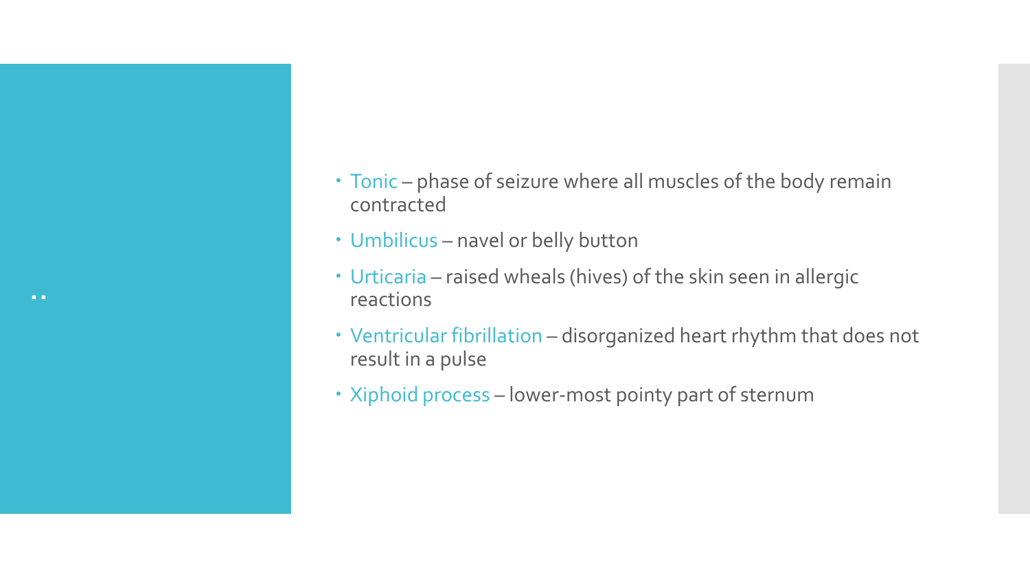- Tonic – phase of seizure where all muscles of the body remain contracted
- Umbilicus – navel or belly button
- Urticaria – raised wheals (hives) of the skin seen in allergic reactions
- Ventricular fibrillation – disorganized heart rhythm that does not result in a pulse
- Xiphoid process – lower-most pointy part of sternum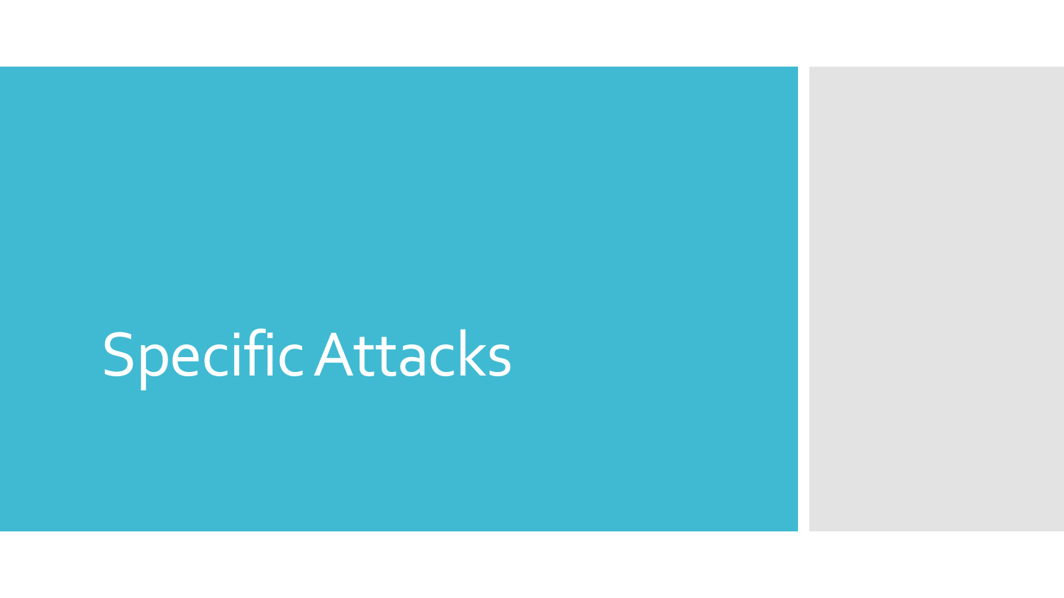# Specific Attacks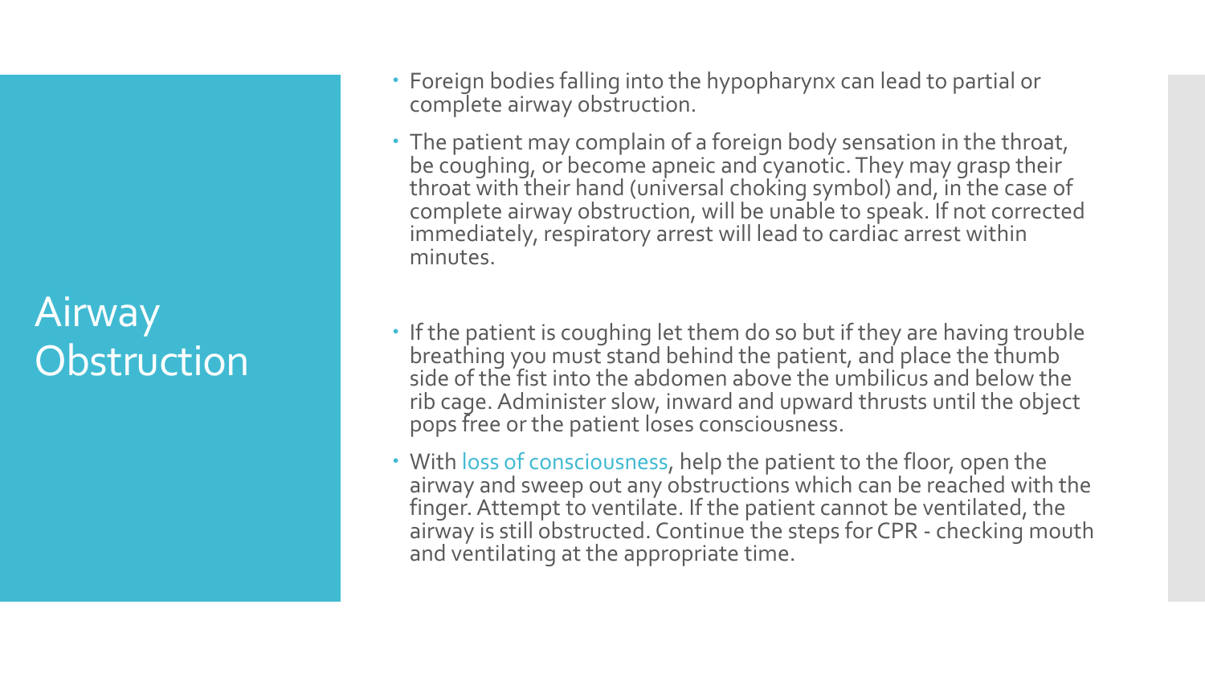# Airway Obstruction

- Foreign bodies falling into the hypopharynx can lead to partial or complete airway obstruction.
- The patient may complain of a foreign body sensation in the throat, be coughing, or become apneic and cyanotic. They may grasp their throat with their hand (universal choking symbol) and, in the case of complete airway obstruction, will be unable to speak. If not corrected immediately, respiratory arrest will lead to cardiac arrest within minutes.
- If the patient is coughing let them do so but if they are having trouble breathing you must stand behind the patient, and place the thumb side of the fist into the abdomen above the umbilicus and below the rib cage. Administer slow, inward and upward thrusts until the object pops free or the patient loses consciousness.
- With loss of consciousness, help the patient to the floor, open the airway and sweep out any obstructions which can be reached with the finger. Attempt to ventilate. If the patient cannot be ventilated, the airway is still obstructed. Continue the steps for CPR - checking mouth and ventilating at the appropriate time.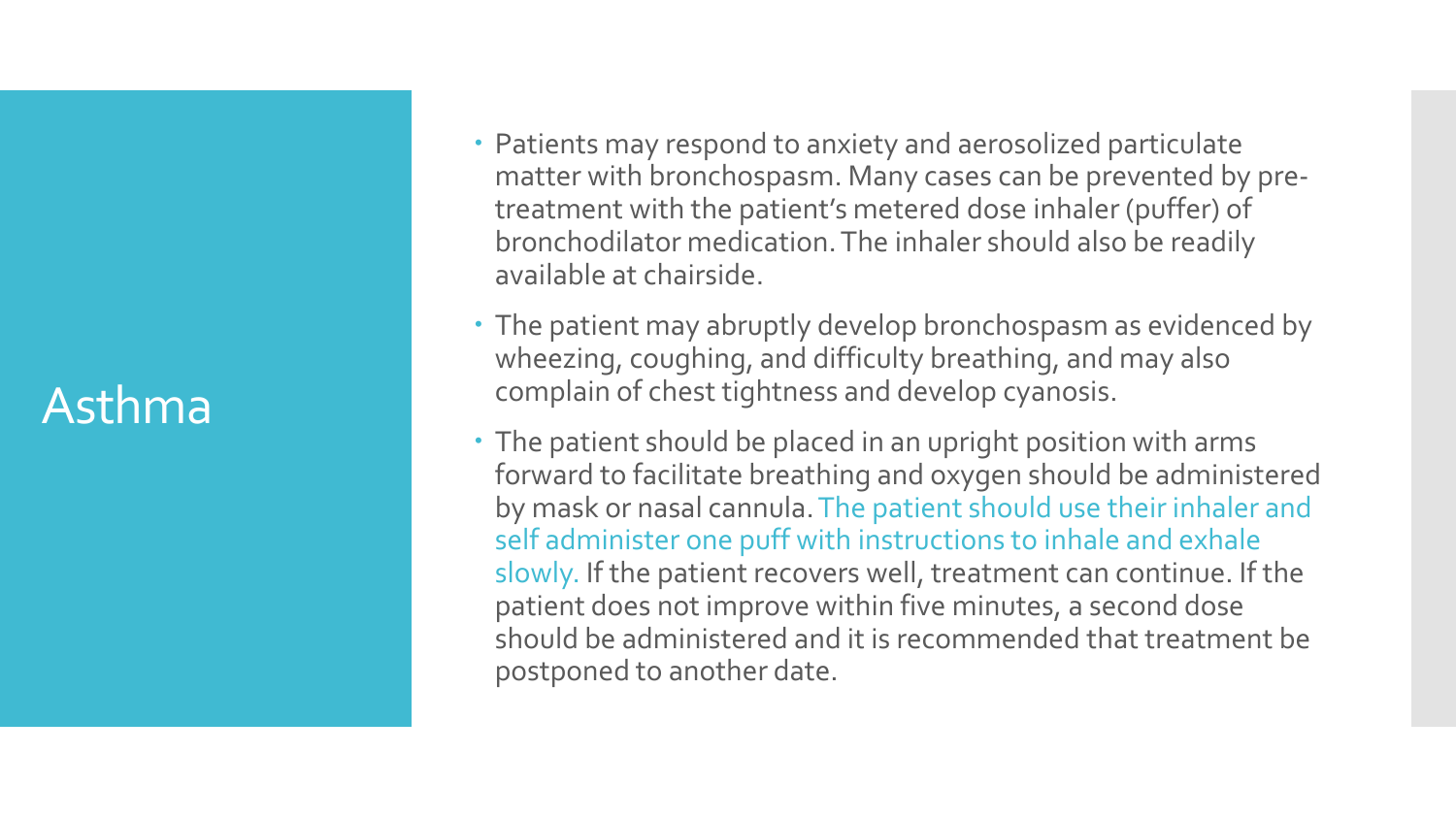# Asthma

- Patients may respond to anxiety and aerosolized particulate matter with bronchospasm. Many cases can be prevented by pre-treatment with the patient's metered dose inhaler (puffer) of bronchodilator medication. The inhaler should also be readily available at chairside.
- The patient may abruptly develop bronchospasm as evidenced by wheezing, coughing, and difficulty breathing, and may also complain of chest tightness and develop cyanosis.
- The patient should be placed in an upright position with arms forward to facilitate breathing and oxygen should be administered by mask or nasal cannula. The patient should use their inhaler and self administer one puff with instructions to inhale and exhale slowly. If the patient recovers well, treatment can continue. If the patient does not improve within five minutes, a second dose should be administered and it is recommended that treatment be postponed to another date.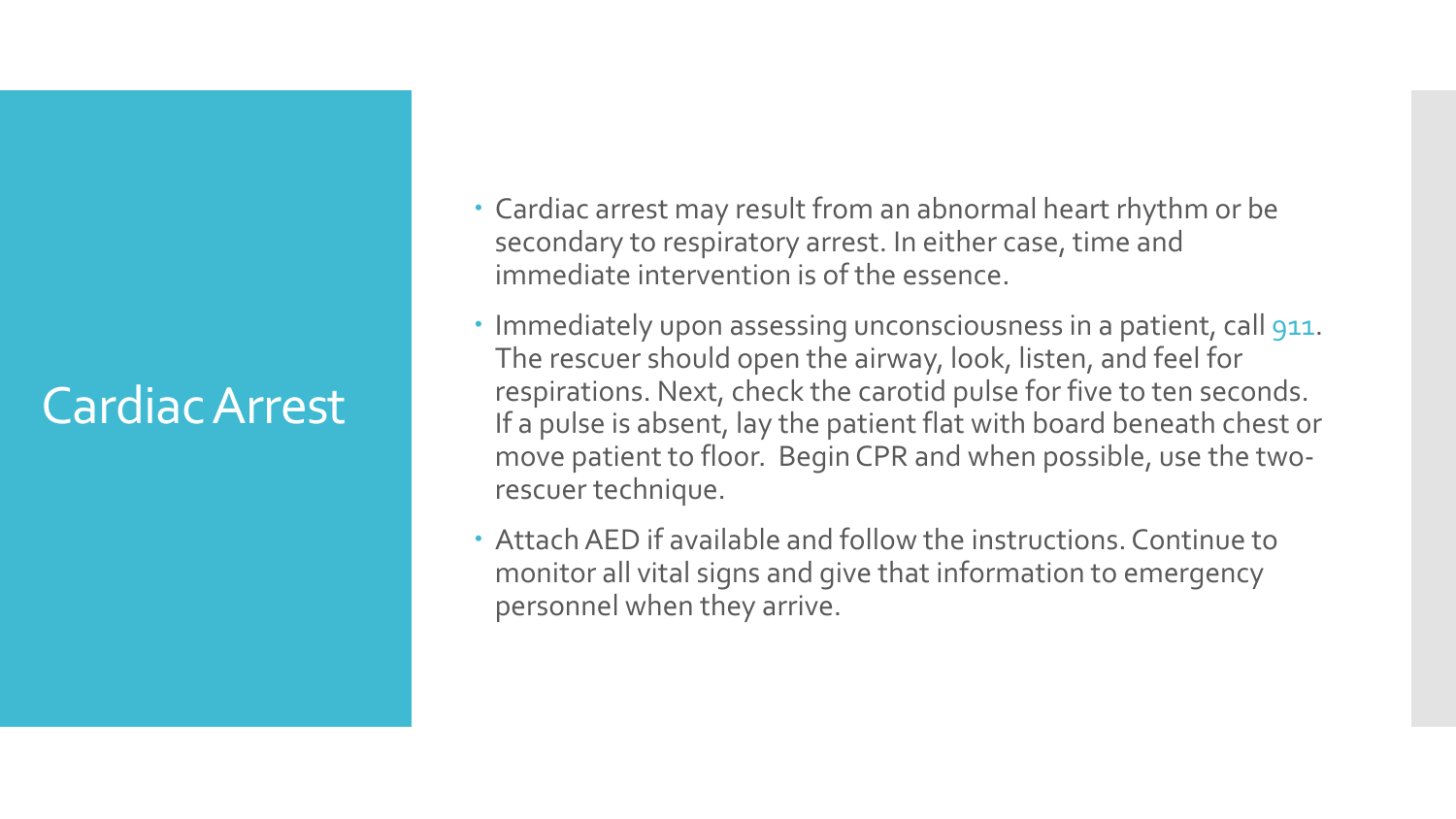# Cardiac Arrest

- Cardiac arrest may result from an abnormal heart rhythm or be secondary to respiratory arrest. In either case, time and immediate intervention is of the essence.
- Immediately upon assessing unconsciousness in a patient, call 911. The rescuer should open the airway, look, listen, and feel for respirations. Next, check the carotid pulse for five to ten seconds. If a pulse is absent, lay the patient flat with board beneath chest or move patient to floor. Begin CPR and when possible, use the two-rescuer technique.
- Attach AED if available and follow the instructions. Continue to monitor all vital signs and give that information to emergency personnel when they arrive.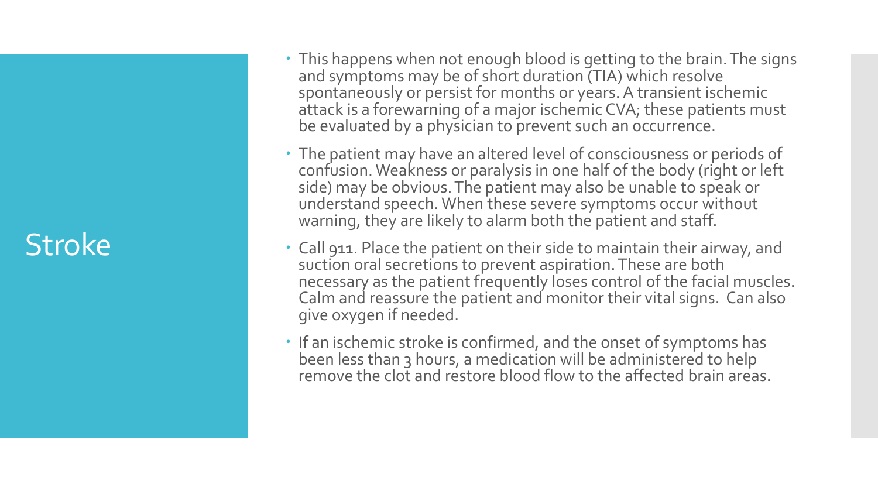# Stroke

- This happens when not enough blood is getting to the brain. The signs and symptoms may be of short duration (TIA) which resolve spontaneously or persist for months or years. A transient ischemic attack is a forewarning of a major ischemic CVA; these patients must be evaluated by a physician to prevent such an occurrence.
- The patient may have an altered level of consciousness or periods of confusion. Weakness or paralysis in one half of the body (right or left side) may be obvious. The patient may also be unable to speak or understand speech. When these severe symptoms occur without warning, they are likely to alarm both the patient and staff.
- Call 911. Place the patient on their side to maintain their airway, and suction oral secretions to prevent aspiration. These are both necessary as the patient frequently loses control of the facial muscles. Calm and reassure the patient and monitor their vital signs. Can also give oxygen if needed.
- If an ischemic stroke is confirmed, and the onset of symptoms has been less than 3 hours, a medication will be administered to help remove the clot and restore blood flow to the affected brain areas.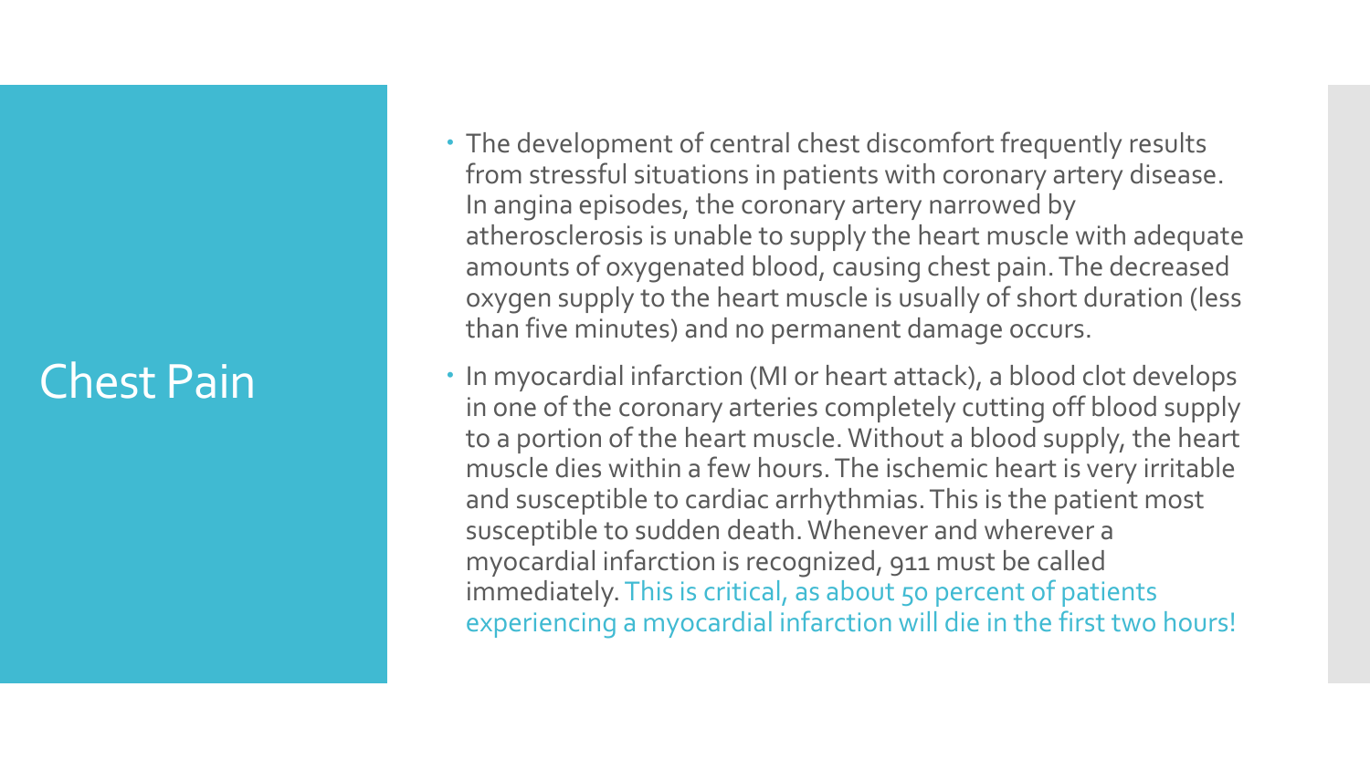# Chest Pain

- The development of central chest discomfort frequently results from stressful situations in patients with coronary artery disease. In angina episodes, the coronary artery narrowed by atherosclerosis is unable to supply the heart muscle with adequate amounts of oxygenated blood, causing chest pain. The decreased oxygen supply to the heart muscle is usually of short duration (less than five minutes) and no permanent damage occurs.
- In myocardial infarction (MI or heart attack), a blood clot develops in one of the coronary arteries completely cutting off blood supply to a portion of the heart muscle. Without a blood supply, the heart muscle dies within a few hours. The ischemic heart is very irritable and susceptible to cardiac arrhythmias. This is the patient most susceptible to sudden death. Whenever and wherever a myocardial infarction is recognized, 911 must be called immediately. This is critical, as about 50 percent of patients experiencing a myocardial infarction will die in the first two hours!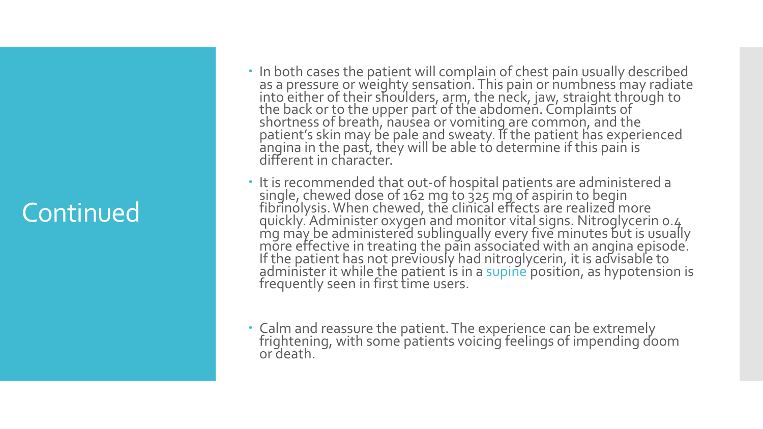# Continued

- In both cases the patient will complain of chest pain usually described as a pressure or weighty sensation. This pain or numbness may radiate into either of their shoulders, arm, the neck, jaw, straight through to the back or to the upper part of the abdomen. Complaints of shortness of breath, nausea or vomiting are common, and the patient's skin may be pale and sweaty. If the patient has experienced angina in the past, they will be able to determine if this pain is different in character.
- It is recommended that out-of hospital patients are administered a single, chewed dose of 162 mg to 325 mg of aspirin to begin fibrinolysis. When chewed, the clinical effects are realized more quickly. Administer oxygen and monitor vital signs. Nitroglycerin 0.4 mg may be administered sublingually every five minutes but is usually more effective in treating the pain associated with an angina episode. If the patient has not previously had nitroglycerin, it is advisable to administer it while the patient is in a supine position, as hypotension is frequently seen in first time users.
- Calm and reassure the patient. The experience can be extremely frightening, with some patients voicing feelings of impending doom or death.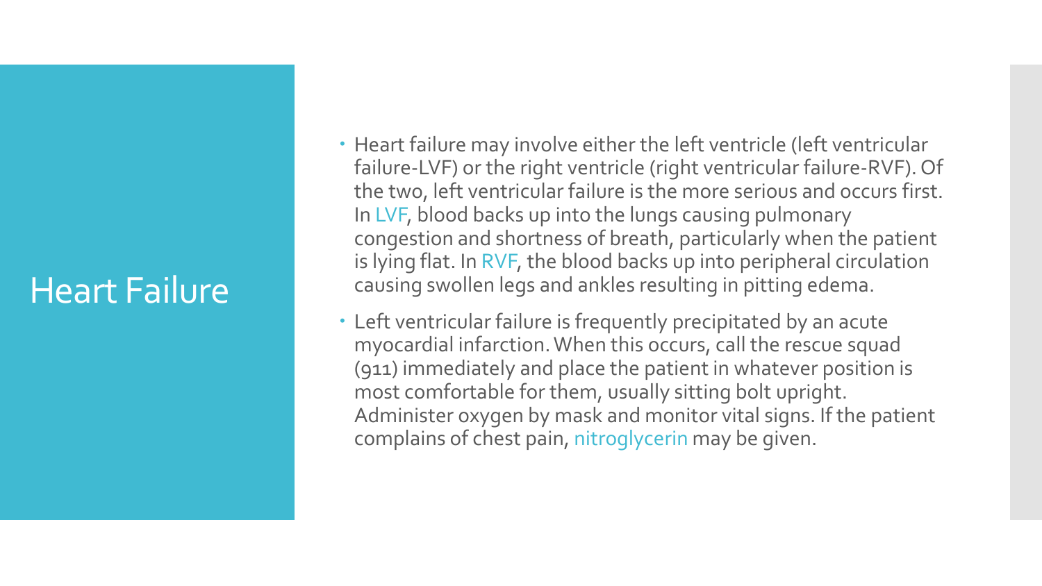# Heart Failure

- Heart failure may involve either the left ventricle (left ventricular failure-LVF) or the right ventricle (right ventricular failure-RVF). Of the two, left ventricular failure is the more serious and occurs first. In LVF, blood backs up into the lungs causing pulmonary congestion and shortness of breath, particularly when the patient is lying flat. In RVF, the blood backs up into peripheral circulation causing swollen legs and ankles resulting in pitting edema.
- Left ventricular failure is frequently precipitated by an acute myocardial infarction. When this occurs, call the rescue squad (911) immediately and place the patient in whatever position is most comfortable for them, usually sitting bolt upright. Administer oxygen by mask and monitor vital signs. If the patient complains of chest pain, nitroglycerin may be given.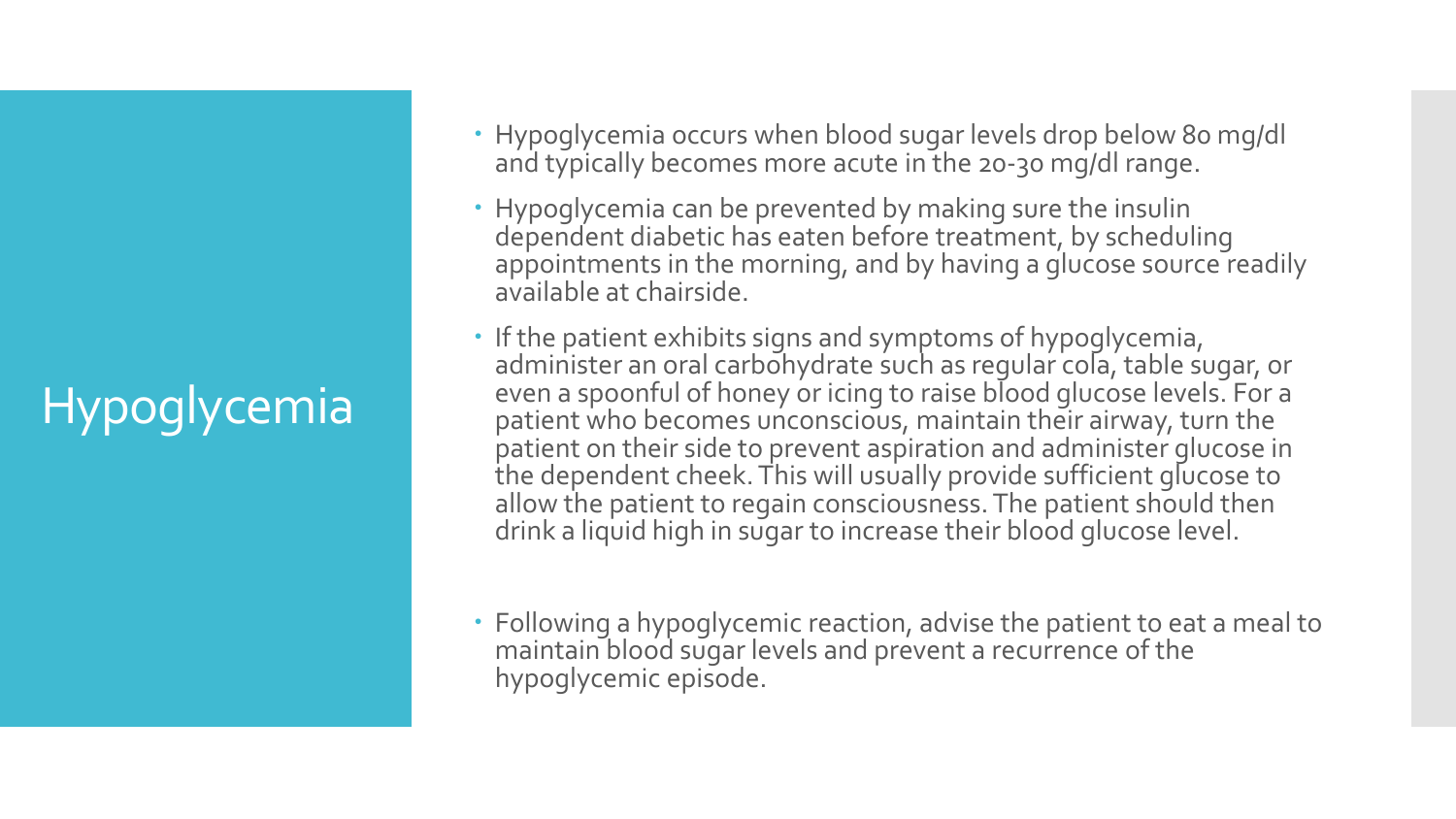# Hypoglycemia

- Hypoglycemia occurs when blood sugar levels drop below 80 mg/dl and typically becomes more acute in the 20-30 mg/dl range.
- Hypoglycemia can be prevented by making sure the insulin dependent diabetic has eaten before treatment, by scheduling appointments in the morning, and by having a glucose source readily available at chairside.
- If the patient exhibits signs and symptoms of hypoglycemia, administer an oral carbohydrate such as regular cola, table sugar, or even a spoonful of honey or icing to raise blood glucose levels. For a patient who becomes unconscious, maintain their airway, turn the patient on their side to prevent aspiration and administer glucose in the dependent cheek. This will usually provide sufficient glucose to allow the patient to regain consciousness. The patient should then drink a liquid high in sugar to increase their blood glucose level.
- Following a hypoglycemic reaction, advise the patient to eat a meal to maintain blood sugar levels and prevent a recurrence of the hypoglycemic episode.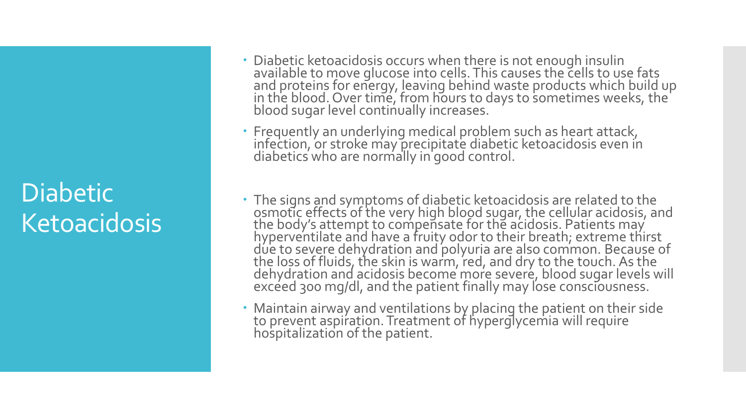# Diabetic Ketoacidosis

- Diabetic ketoacidosis occurs when there is not enough insulin available to move glucose into cells. This causes the cells to use fats and proteins for energy, leaving behind waste products which build up in the blood. Over time, from hours to days to sometimes weeks, the blood sugar level continually increases.
- Frequently an underlying medical problem such as heart attack, infection, or stroke may precipitate diabetic ketoacidosis even in diabetics who are normally in good control.
- The signs and symptoms of diabetic ketoacidosis are related to the osmotic effects of the very high blood sugar, the cellular acidosis, and the body's attempt to compensate for the acidosis. Patients may hyperventilate and have a fruity odor to their breath; extreme thirst due to severe dehydration and polyuria are also common. Because of the loss of fluids, the skin is warm, red, and dry to the touch. As the dehydration and acidosis become more severe, blood sugar levels will exceed 300 mg/dl, and the patient finally may lose consciousness.
- Maintain airway and ventilations by placing the patient on their side to prevent aspiration. Treatment of hyperglycemia will require hospitalization of the patient.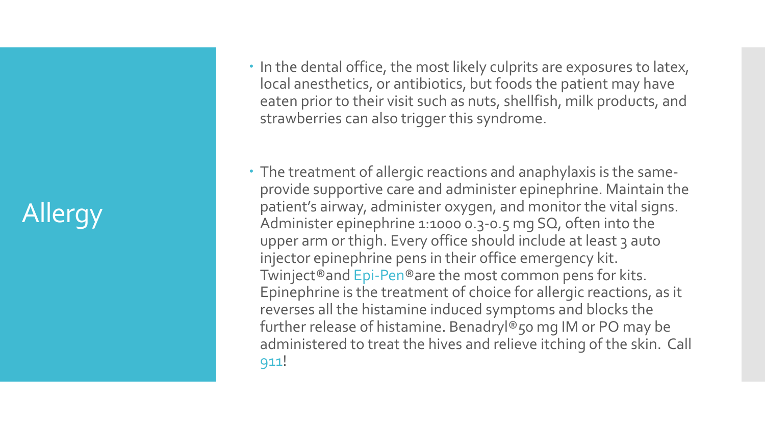# Allergy

- In the dental office, the most likely culprits are exposures to latex, local anesthetics, or antibiotics, but foods the patient may have eaten prior to their visit such as nuts, shellfish, milk products, and strawberries can also trigger this syndrome.
- The treatment of allergic reactions and anaphylaxis is the same- provide supportive care and administer epinephrine. Maintain the patient's airway, administer oxygen, and monitor the vital signs. Administer epinephrine 1:1000 0.3-0.5 mg SQ, often into the upper arm or thigh. Every office should include at least 3 auto injector epinephrine pens in their office emergency kit. Twinject®and Epi-Pen®are the most common pens for kits. Epinephrine is the treatment of choice for allergic reactions, as it reverses all the histamine induced symptoms and blocks the further release of histamine. Benadryl®50 mg IM or PO may be administered to treat the hives and relieve itching of the skin. Call 911!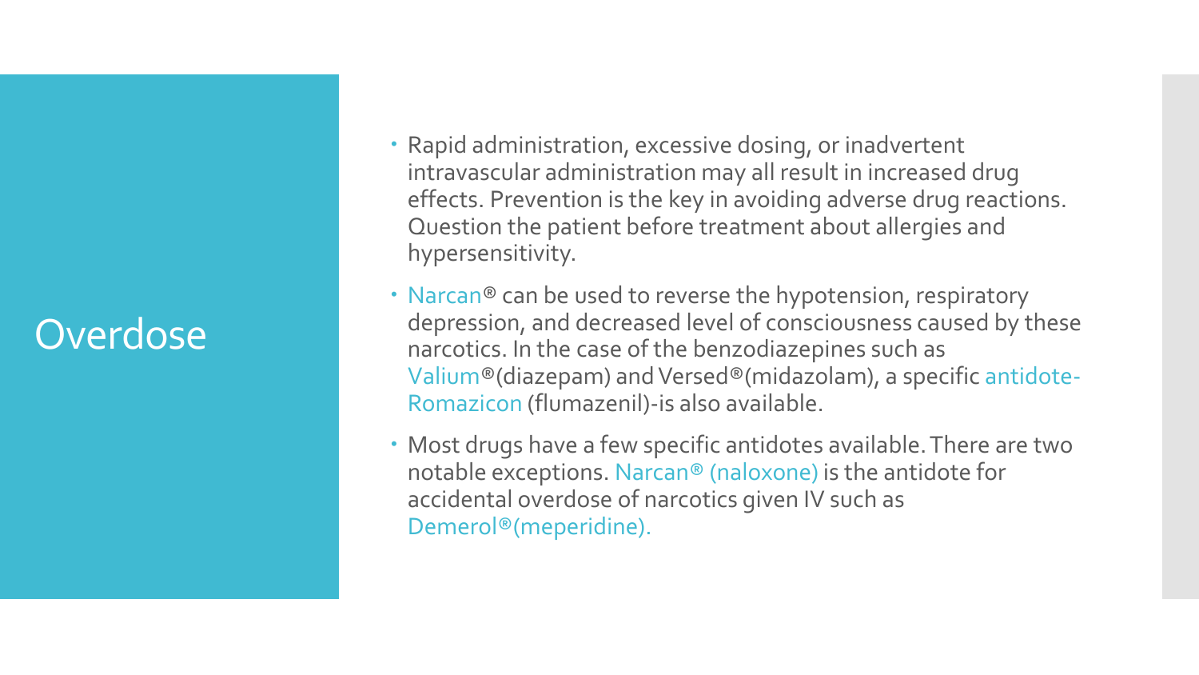# Overdose

- Rapid administration, excessive dosing, or inadvertent intravascular administration may all result in increased drug effects. Prevention is the key in avoiding adverse drug reactions. Question the patient before treatment about allergies and hypersensitivity.
- Narcan® can be used to reverse the hypotension, respiratory depression, and decreased level of consciousness caused by these narcotics. In the case of the benzodiazepines such as Valium®(diazepam) and Versed®(midazolam), a specific antidote-Romazicon (flumazenil)-is also available.
- Most drugs have a few specific antidotes available. There are two notable exceptions. Narcan® (naloxone) is the antidote for accidental overdose of narcotics given IV such as Demerol®(meperidine).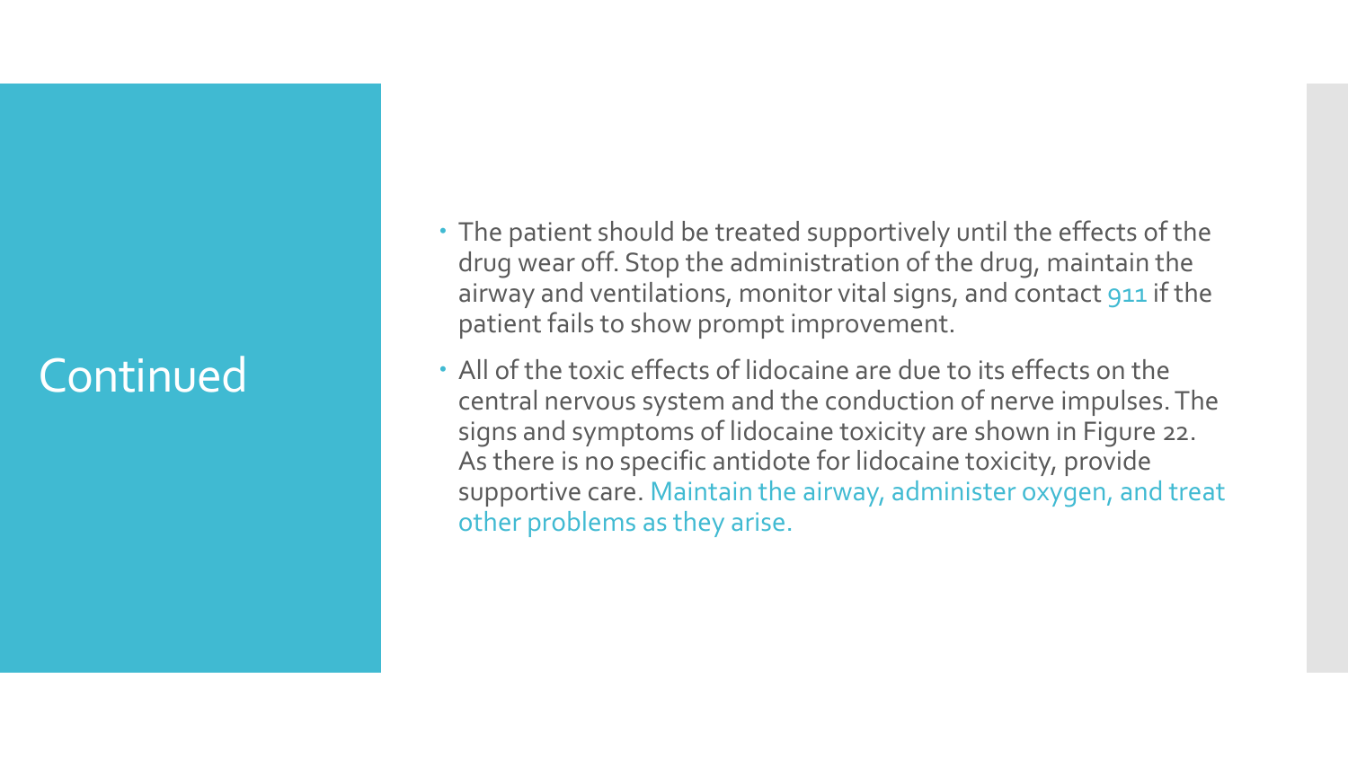# Continued

- The patient should be treated supportively until the effects of the drug wear off. Stop the administration of the drug, maintain the airway and ventilations, monitor vital signs, and contact 911 if the patient fails to show prompt improvement.
- All of the toxic effects of lidocaine are due to its effects on the central nervous system and the conduction of nerve impulses. The signs and symptoms of lidocaine toxicity are shown in Figure 22. As there is no specific antidote for lidocaine toxicity, provide supportive care. Maintain the airway, administer oxygen, and treat other problems as they arise.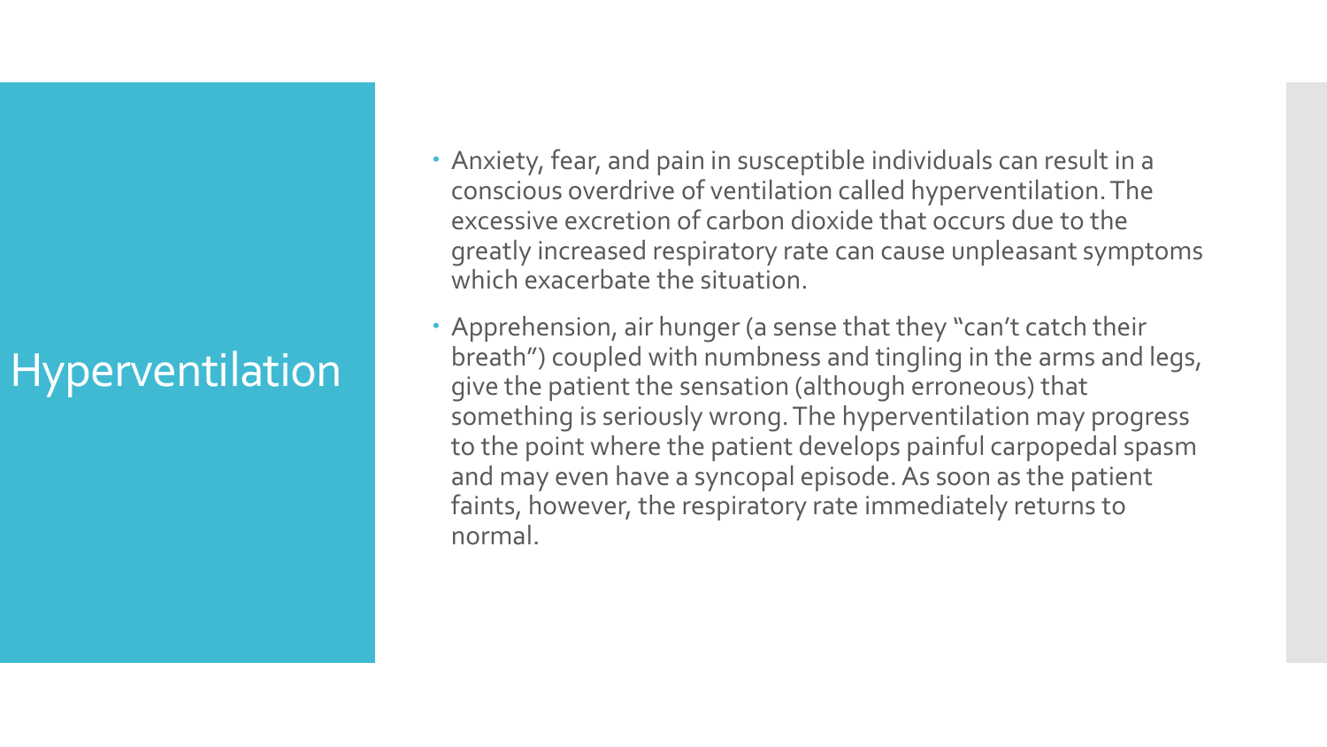# Hyperventilation

- Anxiety, fear, and pain in susceptible individuals can result in a conscious overdrive of ventilation called hyperventilation. The excessive excretion of carbon dioxide that occurs due to the greatly increased respiratory rate can cause unpleasant symptoms which exacerbate the situation.
- Apprehension, air hunger (a sense that they "can't catch their breath") coupled with numbness and tingling in the arms and legs, give the patient the sensation (although erroneous) that something is seriously wrong. The hyperventilation may progress to the point where the patient develops painful carpopedal spasm and may even have a syncopal episode. As soon as the patient faints, however, the respiratory rate immediately returns to normal.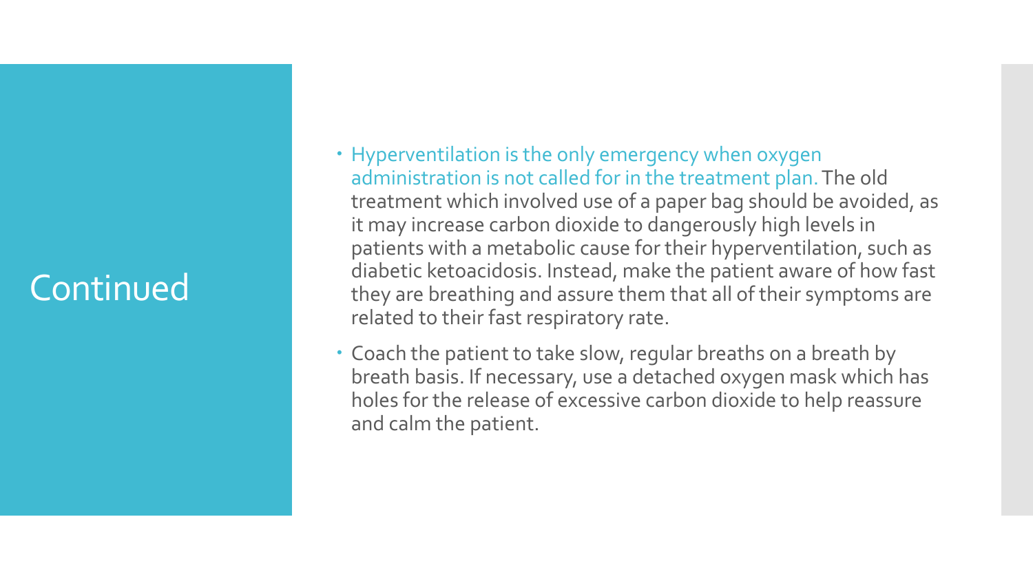# Continued

- Hyperventilation is the only emergency when oxygen administration is not called for in the treatment plan. The old treatment which involved use of a paper bag should be avoided, as it may increase carbon dioxide to dangerously high levels in patients with a metabolic cause for their hyperventilation, such as diabetic ketoacidosis. Instead, make the patient aware of how fast they are breathing and assure them that all of their symptoms are related to their fast respiratory rate.
- Coach the patient to take slow, regular breaths on a breath by breath basis. If necessary, use a detached oxygen mask which has holes for the release of excessive carbon dioxide to help reassure and calm the patient.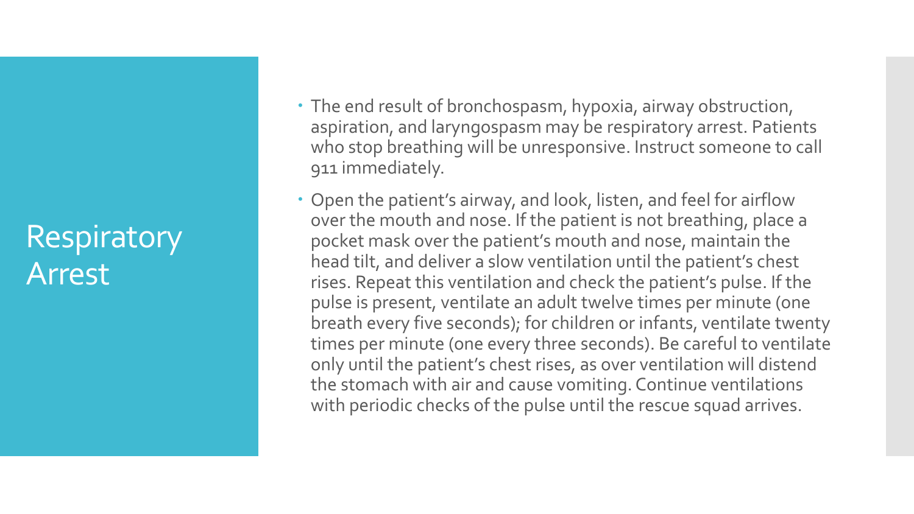# Respiratory Arrest

- The end result of bronchospasm, hypoxia, airway obstruction, aspiration, and laryngospasm may be respiratory arrest. Patients who stop breathing will be unresponsive. Instruct someone to call 911 immediately.
- Open the patient's airway, and look, listen, and feel for airflow over the mouth and nose. If the patient is not breathing, place a pocket mask over the patient's mouth and nose, maintain the head tilt, and deliver a slow ventilation until the patient's chest rises. Repeat this ventilation and check the patient's pulse. If the pulse is present, ventilate an adult twelve times per minute (one breath every five seconds); for children or infants, ventilate twenty times per minute (one every three seconds). Be careful to ventilate only until the patient's chest rises, as over ventilation will distend the stomach with air and cause vomiting. Continue ventilations with periodic checks of the pulse until the rescue squad arrives.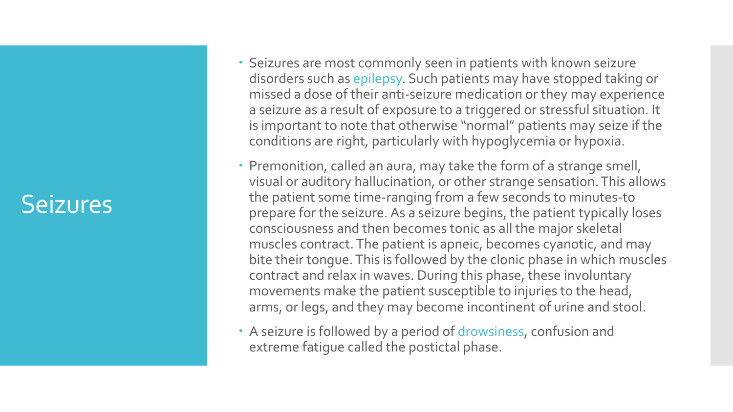# Seizures

- Seizures are most commonly seen in patients with known seizure disorders such as epilepsy. Such patients may have stopped taking or missed a dose of their anti-seizure medication or they may experience a seizure as a result of exposure to a triggered or stressful situation. It is important to note that otherwise "normal" patients may seize if the conditions are right, particularly with hypoglycemia or hypoxia.
- Premonition, called an aura, may take the form of a strange smell, visual or auditory hallucination, or other strange sensation. This allows the patient some time-ranging from a few seconds to minutes-to prepare for the seizure. As a seizure begins, the patient typically loses consciousness and then becomes tonic as all the major skeletal muscles contract. The patient is apneic, becomes cyanotic, and may bite their tongue. This is followed by the clonic phase in which muscles contract and relax in waves. During this phase, these involuntary movements make the patient susceptible to injuries to the head, arms, or legs, and they may become incontinent of urine and stool.
- A seizure is followed by a period of drowsiness, confusion and extreme fatigue called the postictal phase.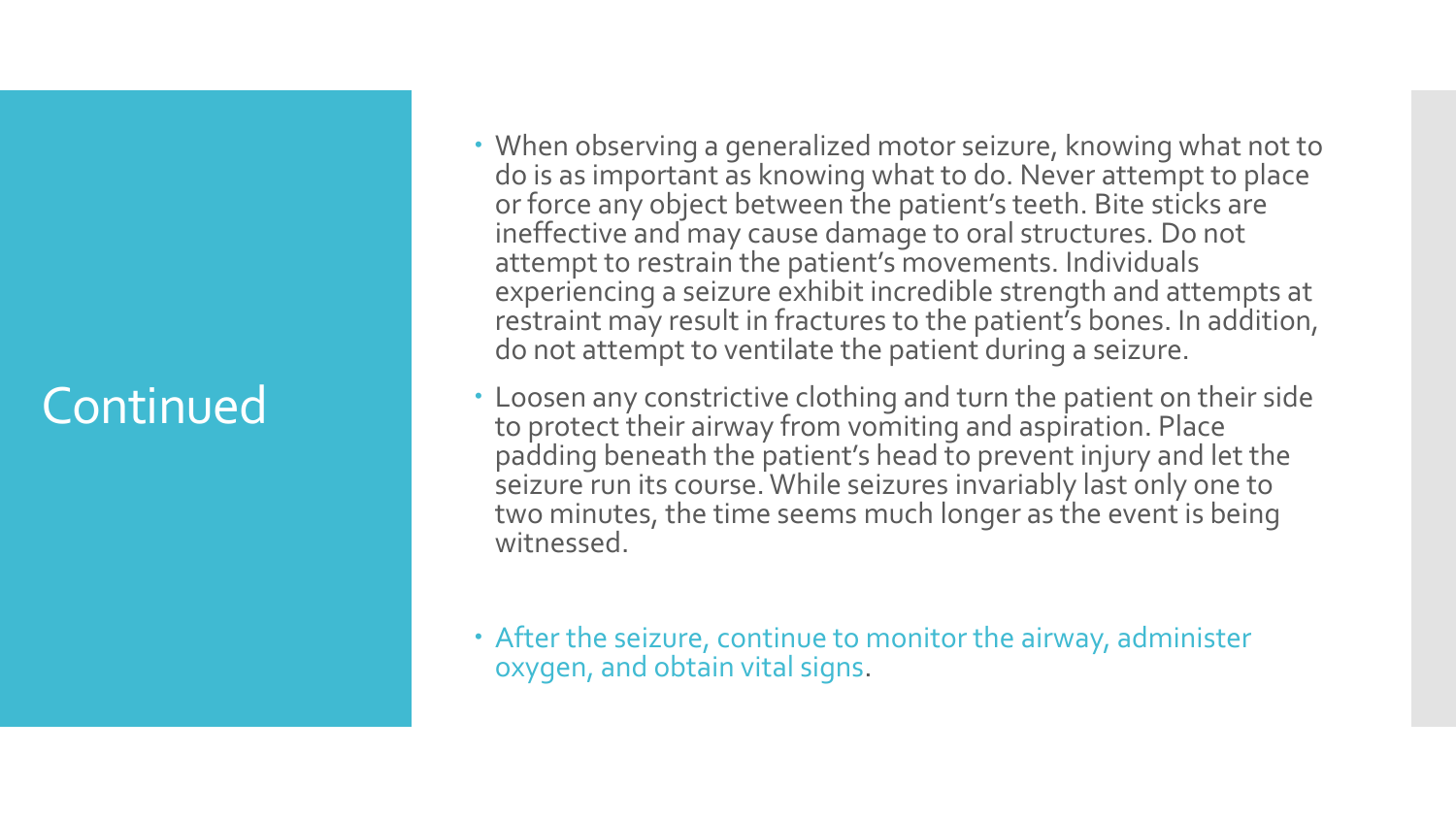# Continued

- When observing a generalized motor seizure, knowing what not to do is as important as knowing what to do. Never attempt to place or force any object between the patient's teeth. Bite sticks are ineffective and may cause damage to oral structures. Do not attempt to restrain the patient's movements. Individuals experiencing a seizure exhibit incredible strength and attempts at restraint may result in fractures to the patient's bones. In addition, do not attempt to ventilate the patient during a seizure.
- Loosen any constrictive clothing and turn the patient on their side to protect their airway from vomiting and aspiration. Place padding beneath the patient's head to prevent injury and let the seizure run its course. While seizures invariably last only one to two minutes, the time seems much longer as the event is being witnessed.
- After the seizure, continue to monitor the airway, administer oxygen, and obtain vital signs.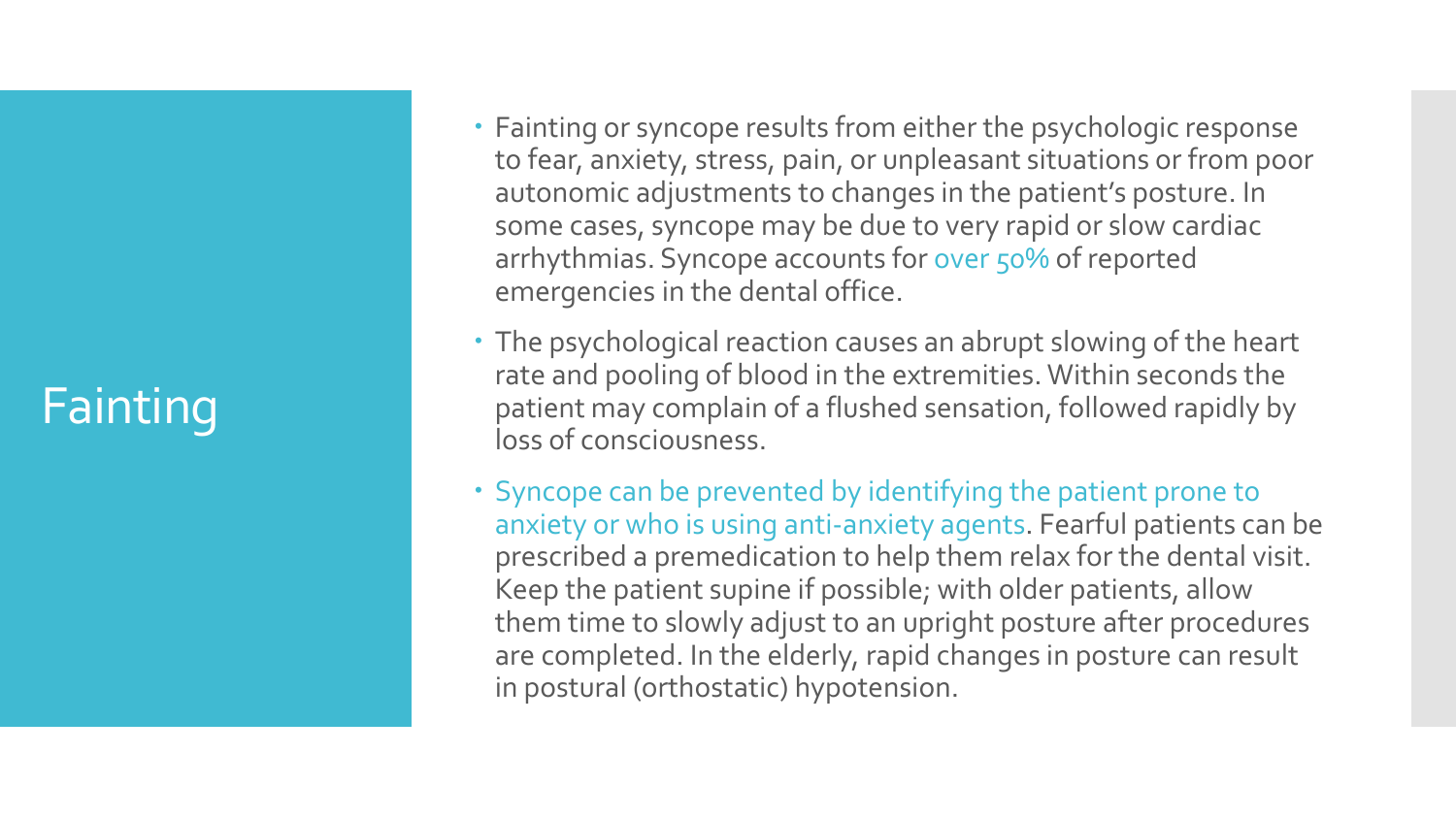# Fainting

- Fainting or syncope results from either the psychologic response to fear, anxiety, stress, pain, or unpleasant situations or from poor autonomic adjustments to changes in the patient's posture. In some cases, syncope may be due to very rapid or slow cardiac arrhythmias. Syncope accounts for over 50% of reported emergencies in the dental office.
- The psychological reaction causes an abrupt slowing of the heart rate and pooling of blood in the extremities. Within seconds the patient may complain of a flushed sensation, followed rapidly by loss of consciousness.
- Syncope can be prevented by identifying the patient prone to anxiety or who is using anti-anxiety agents. Fearful patients can be prescribed a premedication to help them relax for the dental visit. Keep the patient supine if possible; with older patients, allow them time to slowly adjust to an upright posture after procedures are completed. In the elderly, rapid changes in posture can result in postural (orthostatic) hypotension.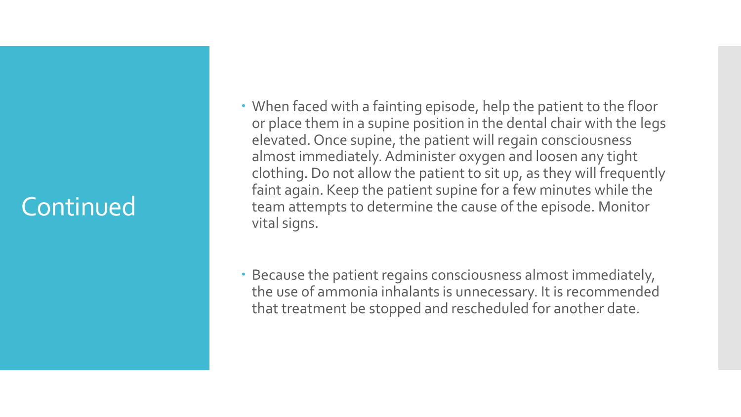# Continued

- When faced with a fainting episode, help the patient to the floor or place them in a supine position in the dental chair with the legs elevated. Once supine, the patient will regain consciousness almost immediately. Administer oxygen and loosen any tight clothing. Do not allow the patient to sit up, as they will frequently faint again. Keep the patient supine for a few minutes while the team attempts to determine the cause of the episode. Monitor vital signs.

- Because the patient regains consciousness almost immediately, the use of ammonia inhalants is unnecessary. It is recommended that treatment be stopped and rescheduled for another date.